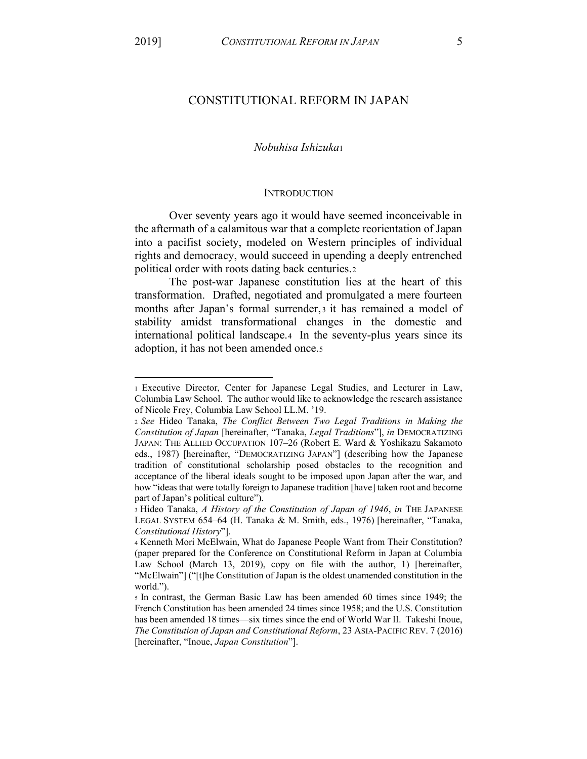# CONSTITUTIONAL REFORM IN JAPAN

*Nobuhisa Ishizuka*[1]

## INTRODUCTION

Over seventy years ago it would have seemed inconceivable in the aftermath of a calamitous war that a complete reorientation of Japan into a pacifist society, modeled on Western principles of individual rights and democracy, would succeed in upending a deeply entrenched political order with roots dating back centuries.[2]

The post-war Japanese constitution lies at the heart of this transformation. Drafted, negotiated and promulgated a mere fourteen months after Japan's formal surrender,[3] it has remained a model of stability amidst transformational changes in the domestic and international political landscape.[4] In the seventy-plus years since its adoption, it has not been amended once.[5]

---

[1] Executive Director, Center for Japanese Legal Studies, and Lecturer in Law, Columbia Law School. The author would like to acknowledge the research assistance of Nicole Frey, Columbia Law School LL.M. '19.

[2] *See* Hideo Tanaka, *The Conflict Between Two Legal Traditions in Making the Constitution of Japan* [hereinafter, "Tanaka, *Legal Traditions*"], *in* DEMOCRATIZING JAPAN: THE ALLIED OCCUPATION 107–26 (Robert E. Ward & Yoshikazu Sakamoto eds., 1987) [hereinafter, "DEMOCRATIZING JAPAN"] (describing how the Japanese tradition of constitutional scholarship posed obstacles to the recognition and acceptance of the liberal ideals sought to be imposed upon Japan after the war, and how "ideas that were totally foreign to Japanese tradition [have] taken root and become part of Japan's political culture").

[3] Hideo Tanaka, *A History of the Constitution of Japan of 1946*, *in* THE JAPANESE LEGAL SYSTEM 654–64 (H. Tanaka & M. Smith, eds., 1976) [hereinafter, "Tanaka, *Constitutional History*"].

[4] Kenneth Mori McElwain, What do Japanese People Want from Their Constitution? (paper prepared for the Conference on Constitutional Reform in Japan at Columbia Law School (March 13, 2019), copy on file with the author, 1) [hereinafter, "McElwain"] ("[t]he Constitution of Japan is the oldest unamended constitution in the world.").

[5] In contrast, the German Basic Law has been amended 60 times since 1949; the French Constitution has been amended 24 times since 1958; and the U.S. Constitution has been amended 18 times—six times since the end of World War II. Takeshi Inoue, *The Constitution of Japan and Constitutional Reform*, 23 ASIA-PACIFIC REV. 7 (2016) [hereinafter, "Inoue, *Japan Constitution*"].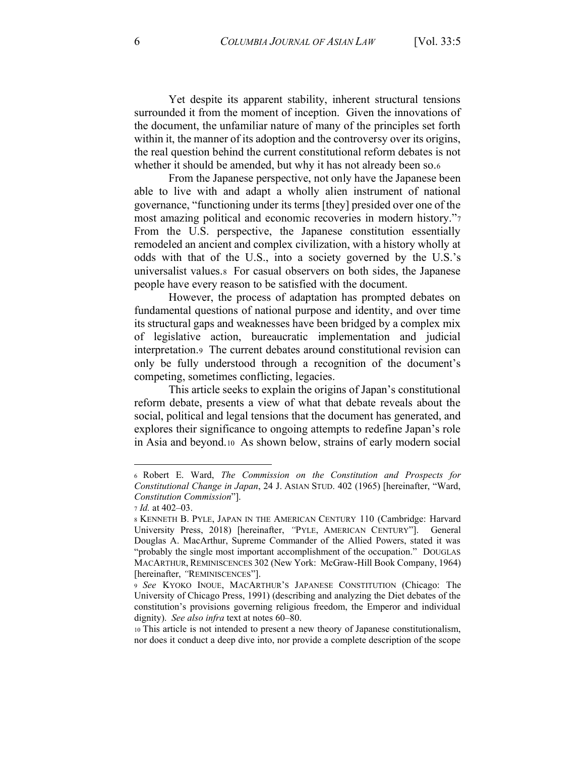Yet despite its apparent stability, inherent structural tensions surrounded it from the moment of inception. Given the innovations of the document, the unfamiliar nature of many of the principles set forth within it, the manner of its adoption and the controversy over its origins, the real question behind the current constitutional reform debates is not whether it should be amended, but why it has not already been so.[6]

From the Japanese perspective, not only have the Japanese been able to live with and adapt a wholly alien instrument of national governance, "functioning under its terms [they] presided over one of the most amazing political and economic recoveries in modern history."[7] From the U.S. perspective, the Japanese constitution essentially remodeled an ancient and complex civilization, with a history wholly at odds with that of the U.S., into a society governed by the U.S.'s universalist values.[8] For casual observers on both sides, the Japanese people have every reason to be satisfied with the document.

However, the process of adaptation has prompted debates on fundamental questions of national purpose and identity, and over time its structural gaps and weaknesses have been bridged by a complex mix of legislative action, bureaucratic implementation and judicial interpretation.[9] The current debates around constitutional revision can only be fully understood through a recognition of the document's competing, sometimes conflicting, legacies.

This article seeks to explain the origins of Japan's constitutional reform debate, presents a view of what that debate reveals about the social, political and legal tensions that the document has generated, and explores their significance to ongoing attempts to redefine Japan's role in Asia and beyond.[10] As shown below, strains of early modern social

---

[6] Robert E. Ward, *The Commission on the Constitution and Prospects for Constitutional Change in Japan*, 24 J. ASIAN STUD. 402 (1965) [hereinafter, "Ward, *Constitution Commission*"].

[7] *Id.* at 402–03.

[8] KENNETH B. PYLE, JAPAN IN THE AMERICAN CENTURY 110 (Cambridge: Harvard University Press, 2018) [hereinafter, "PYLE, AMERICAN CENTURY"]. General Douglas A. MacArthur, Supreme Commander of the Allied Powers, stated it was "probably the single most important accomplishment of the occupation." DOUGLAS MACARTHUR, REMINISCENCES 302 (New York: McGraw-Hill Book Company, 1964) [hereinafter, "REMINISCENCES"].

[9] *See* KYOKO INOUE, MACARTHUR'S JAPANESE CONSTITUTION (Chicago: The University of Chicago Press, 1991) (describing and analyzing the Diet debates of the constitution's provisions governing religious freedom, the Emperor and individual dignity). *See also infra* text at notes 60–80.

[10] This article is not intended to present a new theory of Japanese constitutionalism, nor does it conduct a deep dive into, nor provide a complete description of the scope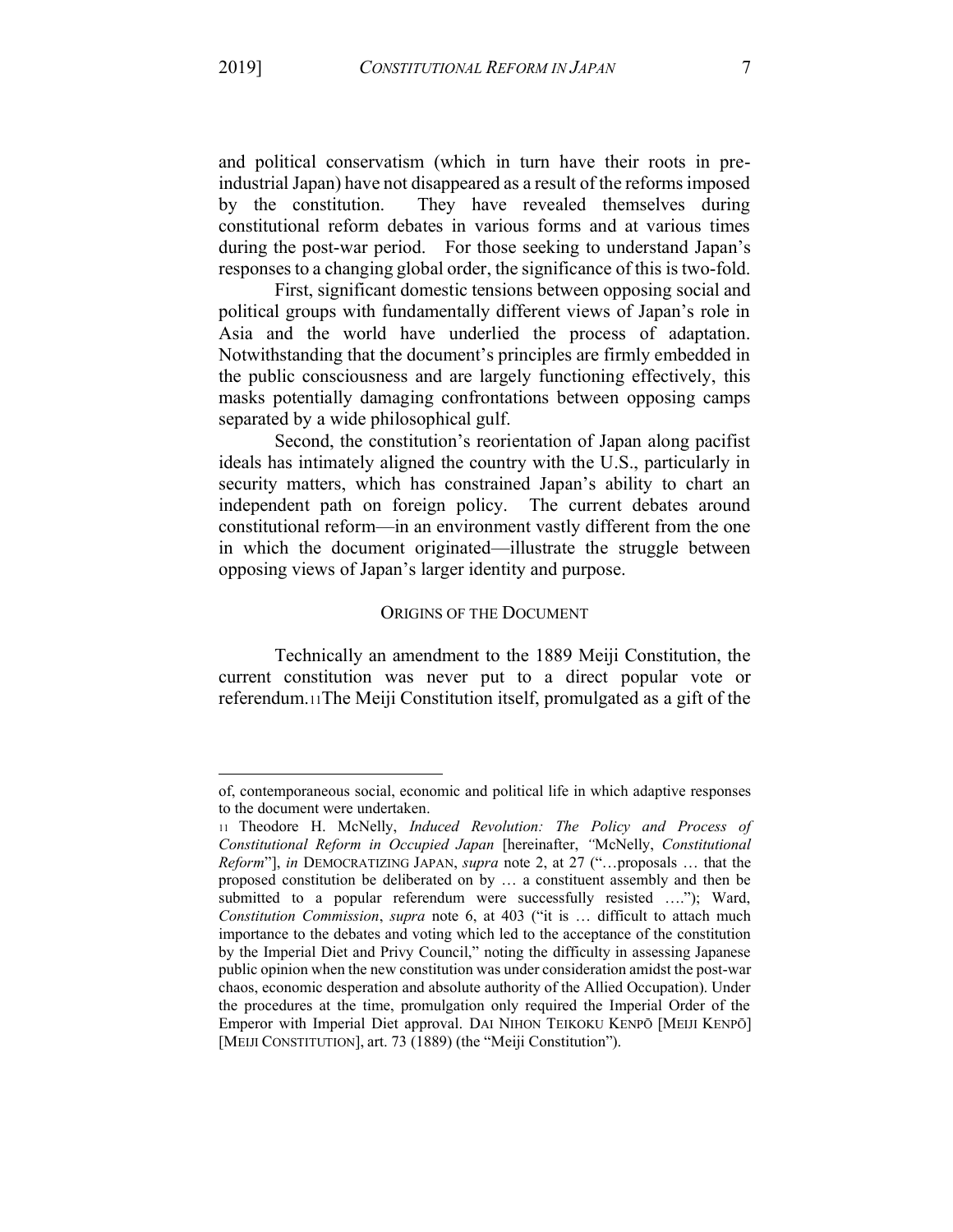and political conservatism (which in turn have their roots in pre-industrial Japan) have not disappeared as a result of the reforms imposed by the constitution. They have revealed themselves during constitutional reform debates in various forms and at various times during the post-war period. For those seeking to understand Japan's responses to a changing global order, the significance of this is two-fold.

First, significant domestic tensions between opposing social and political groups with fundamentally different views of Japan's role in Asia and the world have underlied the process of adaptation. Notwithstanding that the document's principles are firmly embedded in the public consciousness and are largely functioning effectively, this masks potentially damaging confrontations between opposing camps separated by a wide philosophical gulf.

Second, the constitution's reorientation of Japan along pacifist ideals has intimately aligned the country with the U.S., particularly in security matters, which has constrained Japan's ability to chart an independent path on foreign policy. The current debates around constitutional reform—in an environment vastly different from the one in which the document originated—illustrate the struggle between opposing views of Japan's larger identity and purpose.

## ORIGINS OF THE DOCUMENT

Technically an amendment to the 1889 Meiji Constitution, the current constitution was never put to a direct popular vote or referendum.[11] The Meiji Constitution itself, promulgated as a gift of the

---

of, contemporaneous social, economic and political life in which adaptive responses to the document were undertaken.

[11] Theodore H. McNelly, *Induced Revolution: The Policy and Process of Constitutional Reform in Occupied Japan* [hereinafter, "McNelly, *Constitutional Reform*"], *in* DEMOCRATIZING JAPAN, *supra* note 2, at 27 ("…proposals … that the proposed constitution be deliberated on by … a constituent assembly and then be submitted to a popular referendum were successfully resisted …."); Ward, *Constitution Commission*, *supra* note 6, at 403 ("it is … difficult to attach much importance to the debates and voting which led to the acceptance of the constitution by the Imperial Diet and Privy Council," noting the difficulty in assessing Japanese public opinion when the new constitution was under consideration amidst the post-war chaos, economic desperation and absolute authority of the Allied Occupation). Under the procedures at the time, promulgation only required the Imperial Order of the Emperor with Imperial Diet approval. DAI NIHON TEIKOKU KENPŌ [MEIJI KENPŌ] [MEIJI CONSTITUTION], art. 73 (1889) (the "Meiji Constitution").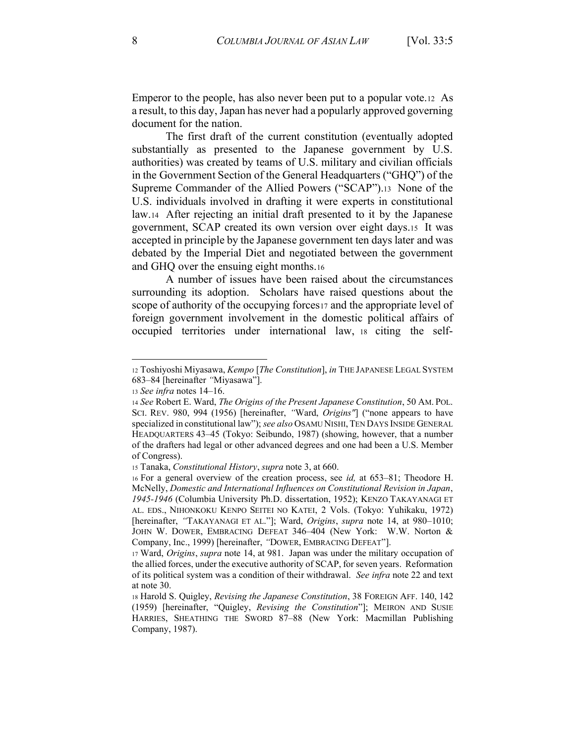Emperor to the people, has also never been put to a popular vote.[12] As a result, to this day, Japan has never had a popularly approved governing document for the nation.

The first draft of the current constitution (eventually adopted substantially as presented to the Japanese government by U.S. authorities) was created by teams of U.S. military and civilian officials in the Government Section of the General Headquarters ("GHQ") of the Supreme Commander of the Allied Powers ("SCAP").[13] None of the U.S. individuals involved in drafting it were experts in constitutional law.[14] After rejecting an initial draft presented to it by the Japanese government, SCAP created its own version over eight days.[15] It was accepted in principle by the Japanese government ten days later and was debated by the Imperial Diet and negotiated between the government and GHQ over the ensuing eight months.[16]

A number of issues have been raised about the circumstances surrounding its adoption. Scholars have raised questions about the scope of authority of the occupying forces[17] and the appropriate level of foreign government involvement in the domestic political affairs of occupied territories under international law,[18] citing the self-

---

[12] Toshiyoshi Miyasawa, *Kempo* [*The Constitution*], *in* THE JAPANESE LEGAL SYSTEM 683–84 [hereinafter "Miyasawa"].

[13] *See infra* notes 14–16.

[14] *See* Robert E. Ward, *The Origins of the Present Japanese Constitution*, 50 AM. POL. SCI. REV. 980, 994 (1956) [hereinafter, "Ward, *Origins*"] ("none appears to have specialized in constitutional law"); *see also* OSAMU NISHI, TEN DAYS INSIDE GENERAL HEADQUARTERS 43–45 (Tokyo: Seibundo, 1987) (showing, however, that a number of the drafters had legal or other advanced degrees and one had been a U.S. Member of Congress).

[15] Tanaka, *Constitutional History*, *supra* note 3, at 660.

[16] For a general overview of the creation process, see *id,* at 653–81; Theodore H. McNelly, *Domestic and International Influences on Constitutional Revision in Japan*, *1945-1946* (Columbia University Ph.D. dissertation, 1952); KENZO TAKAYANAGI ET AL. EDS., NIHONKOKU KENPO SEITEI NO KATEI, 2 Vols. (Tokyo: Yuhikaku, 1972) [hereinafter, "TAKAYANAGI ET AL."]; Ward, *Origins*, *supra* note 14, at 980–1010; JOHN W. DOWER, EMBRACING DEFEAT 346–404 (New York: W.W. Norton & Company, Inc., 1999) [hereinafter, "DOWER, EMBRACING DEFEAT"].

[17] Ward, *Origins*, *supra* note 14, at 981. Japan was under the military occupation of the allied forces, under the executive authority of SCAP, for seven years. Reformation of its political system was a condition of their withdrawal. *See infra* note 22 and text at note 30.

[18] Harold S. Quigley, *Revising the Japanese Constitution*, 38 FOREIGN AFF. 140, 142 (1959) [hereinafter, "Quigley, *Revising the Constitution*"]; MEIRON AND SUSIE HARRIES, SHEATHING THE SWORD 87–88 (New York: Macmillan Publishing Company, 1987).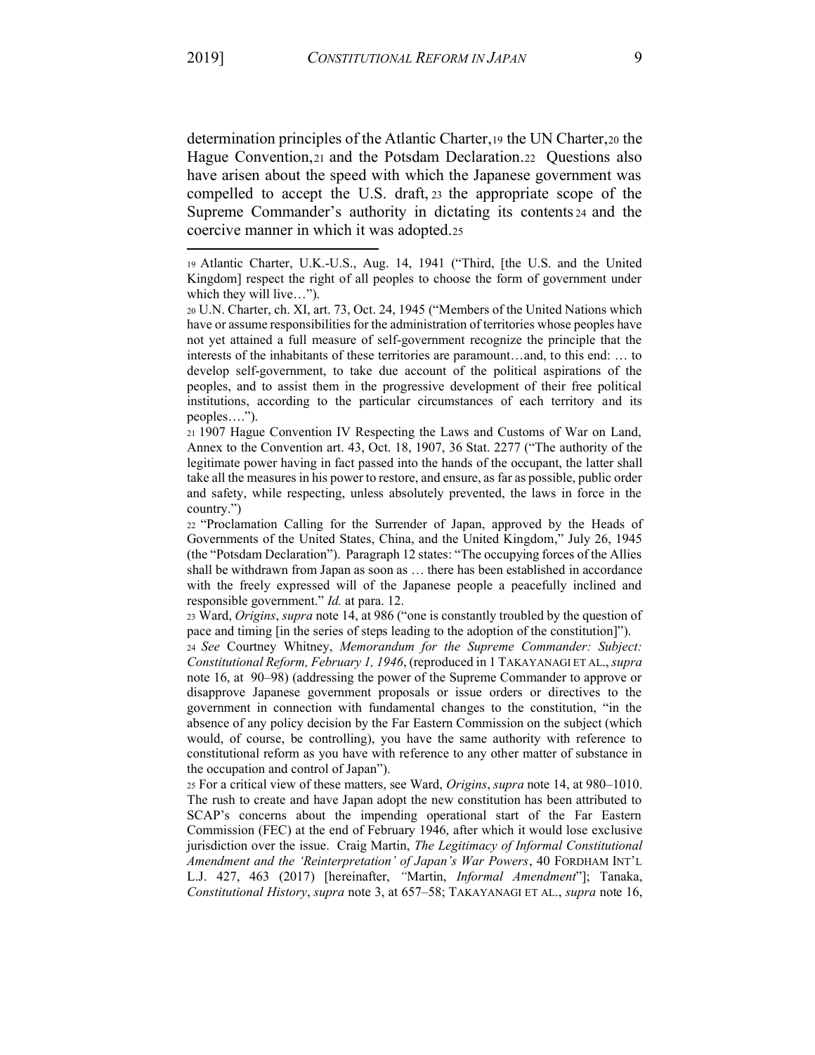determination principles of the Atlantic Charter,[19] the UN Charter,[20] the Hague Convention,[21] and the Potsdam Declaration.[22] Questions also have arisen about the speed with which the Japanese government was compelled to accept the U.S. draft,[23] the appropriate scope of the Supreme Commander's authority in dictating its contents[24] and the coercive manner in which it was adopted.[25]

---

[19] Atlantic Charter, U.K.-U.S., Aug. 14, 1941 ("Third, [the U.S. and the United Kingdom] respect the right of all peoples to choose the form of government under which they will live…").

[20] U.N. Charter, ch. XI, art. 73, Oct. 24, 1945 ("Members of the United Nations which have or assume responsibilities for the administration of territories whose peoples have not yet attained a full measure of self-government recognize the principle that the interests of the inhabitants of these territories are paramount…and, to this end: … to develop self-government, to take due account of the political aspirations of the peoples, and to assist them in the progressive development of their free political institutions, according to the particular circumstances of each territory and its peoples….").

[21] 1907 Hague Convention IV Respecting the Laws and Customs of War on Land, Annex to the Convention art. 43, Oct. 18, 1907, 36 Stat. 2277 ("The authority of the legitimate power having in fact passed into the hands of the occupant, the latter shall take all the measures in his power to restore, and ensure, as far as possible, public order and safety, while respecting, unless absolutely prevented, the laws in force in the country.")

[22] "Proclamation Calling for the Surrender of Japan, approved by the Heads of Governments of the United States, China, and the United Kingdom," July 26, 1945 (the "Potsdam Declaration"). Paragraph 12 states: "The occupying forces of the Allies shall be withdrawn from Japan as soon as … there has been established in accordance with the freely expressed will of the Japanese people a peacefully inclined and responsible government." *Id.* at para. 12.

[23] Ward, *Origins*, *supra* note 14, at 986 ("one is constantly troubled by the question of pace and timing [in the series of steps leading to the adoption of the constitution]").

[24] *See* Courtney Whitney, *Memorandum for the Supreme Commander: Subject: Constitutional Reform, February 1, 1946*, (reproduced in 1 TAKAYANAGI ET AL., *supra* note 16, at 90–98) (addressing the power of the Supreme Commander to approve or disapprove Japanese government proposals or issue orders or directives to the government in connection with fundamental changes to the constitution, "in the absence of any policy decision by the Far Eastern Commission on the subject (which would, of course, be controlling), you have the same authority with reference to constitutional reform as you have with reference to any other matter of substance in the occupation and control of Japan").

[25] For a critical view of these matters, see Ward, *Origins*, *supra* note 14, at 980–1010. The rush to create and have Japan adopt the new constitution has been attributed to SCAP's concerns about the impending operational start of the Far Eastern Commission (FEC) at the end of February 1946, after which it would lose exclusive jurisdiction over the issue. Craig Martin, *The Legitimacy of Informal Constitutional Amendment and the 'Reinterpretation' of Japan's War Powers*, 40 FORDHAM INT'L L.J. 427, 463 (2017) [hereinafter, "Martin, *Informal Amendment*"]; Tanaka, *Constitutional History*, *supra* note 3, at 657–58; TAKAYANAGI ET AL., *supra* note 16,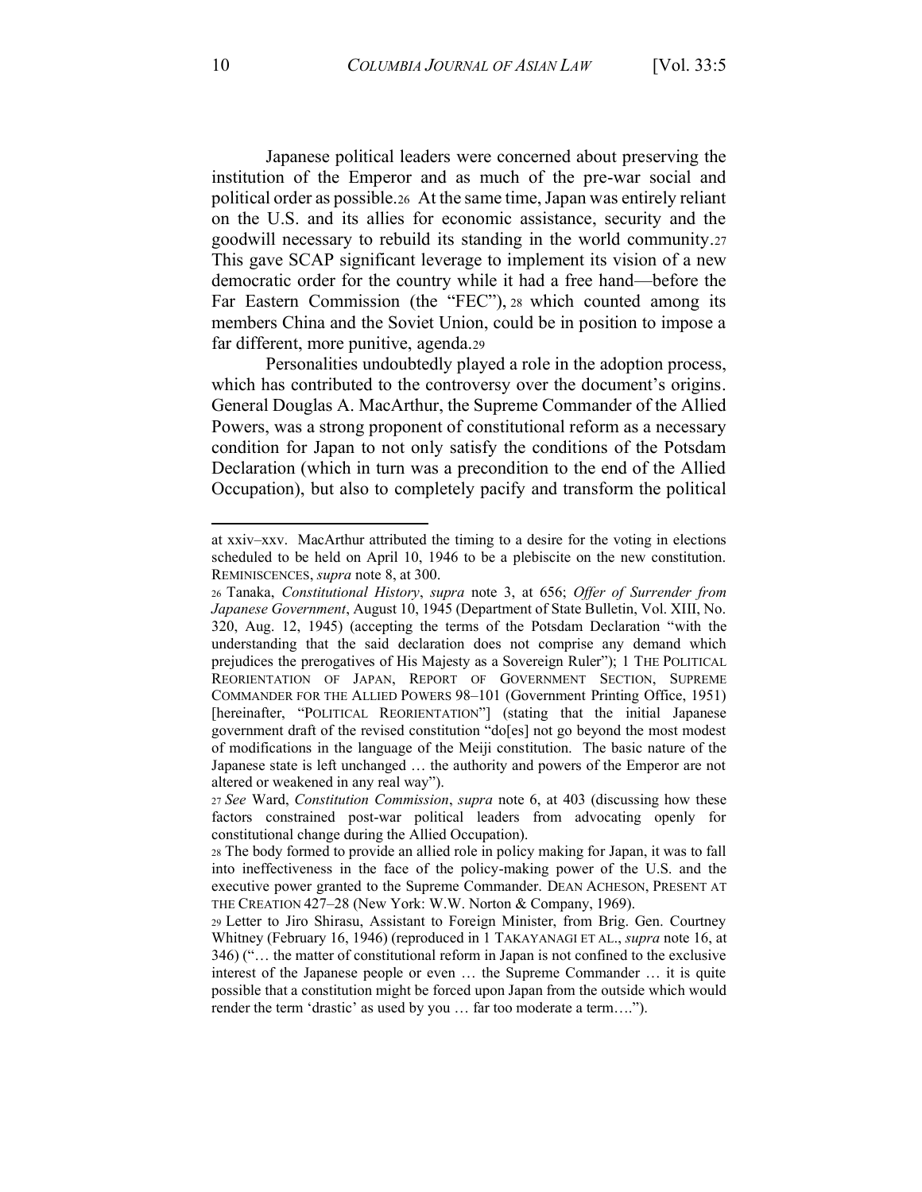Japanese political leaders were concerned about preserving the institution of the Emperor and as much of the pre-war social and political order as possible.[26] At the same time, Japan was entirely reliant on the U.S. and its allies for economic assistance, security and the goodwill necessary to rebuild its standing in the world community.[27] This gave SCAP significant leverage to implement its vision of a new democratic order for the country while it had a free hand—before the Far Eastern Commission (the "FEC"),[28] which counted among its members China and the Soviet Union, could be in position to impose a far different, more punitive, agenda.[29]

Personalities undoubtedly played a role in the adoption process, which has contributed to the controversy over the document's origins. General Douglas A. MacArthur, the Supreme Commander of the Allied Powers, was a strong proponent of constitutional reform as a necessary condition for Japan to not only satisfy the conditions of the Potsdam Declaration (which in turn was a precondition to the end of the Allied Occupation), but also to completely pacify and transform the political

---

at xxiv–xxv. MacArthur attributed the timing to a desire for the voting in elections scheduled to be held on April 10, 1946 to be a plebiscite on the new constitution. REMINISCENCES, *supra* note 8, at 300.

[26] Tanaka, *Constitutional History*, *supra* note 3, at 656; *Offer of Surrender from Japanese Government*, August 10, 1945 (Department of State Bulletin, Vol. XIII, No. 320, Aug. 12, 1945) (accepting the terms of the Potsdam Declaration "with the understanding that the said declaration does not comprise any demand which prejudices the prerogatives of His Majesty as a Sovereign Ruler"); 1 THE POLITICAL REORIENTATION OF JAPAN, REPORT OF GOVERNMENT SECTION, SUPREME COMMANDER FOR THE ALLIED POWERS 98–101 (Government Printing Office, 1951) [hereinafter, "POLITICAL REORIENTATION"] (stating that the initial Japanese government draft of the revised constitution "do[es] not go beyond the most modest of modifications in the language of the Meiji constitution. The basic nature of the Japanese state is left unchanged … the authority and powers of the Emperor are not altered or weakened in any real way").

[27] *See* Ward, *Constitution Commission*, *supra* note 6, at 403 (discussing how these factors constrained post-war political leaders from advocating openly for constitutional change during the Allied Occupation).

[28] The body formed to provide an allied role in policy making for Japan, it was to fall into ineffectiveness in the face of the policy-making power of the U.S. and the executive power granted to the Supreme Commander. DEAN ACHESON, PRESENT AT THE CREATION 427–28 (New York: W.W. Norton & Company, 1969).

[29] Letter to Jiro Shirasu, Assistant to Foreign Minister, from Brig. Gen. Courtney Whitney (February 16, 1946) (reproduced in 1 TAKAYANAGI ET AL., *supra* note 16, at 346) ("… the matter of constitutional reform in Japan is not confined to the exclusive interest of the Japanese people or even … the Supreme Commander … it is quite possible that a constitution might be forced upon Japan from the outside which would render the term 'drastic' as used by you … far too moderate a term….").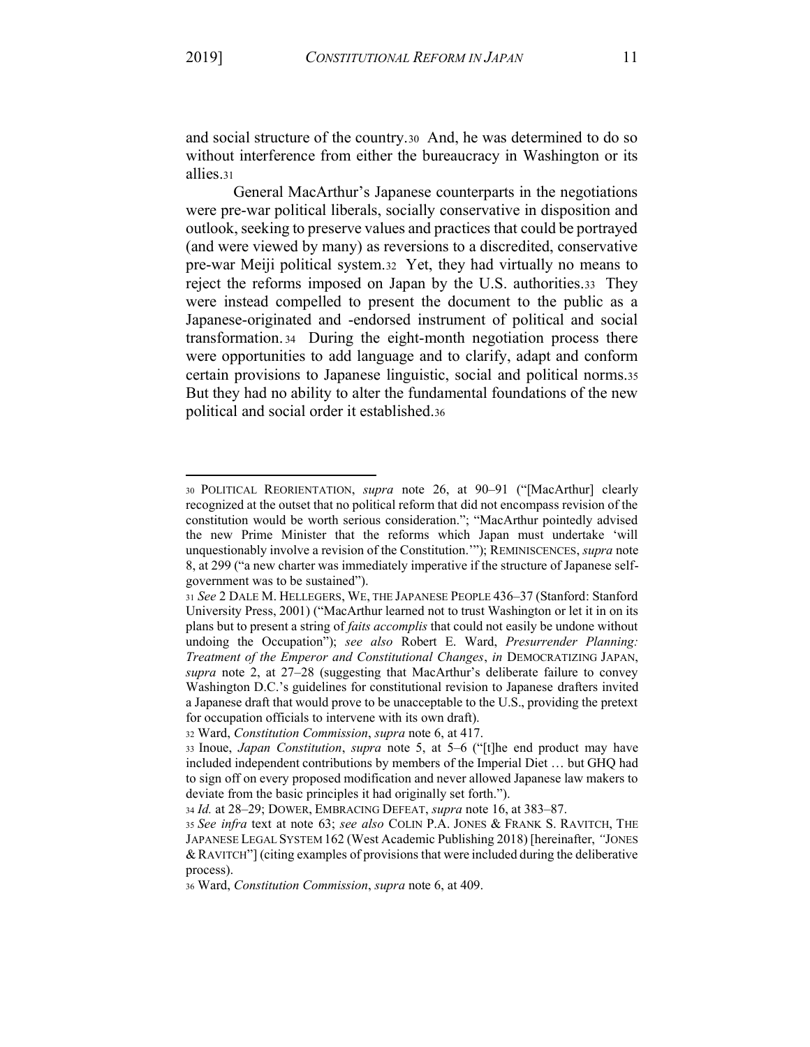and social structure of the country.[30] And, he was determined to do so without interference from either the bureaucracy in Washington or its allies.[31]

General MacArthur's Japanese counterparts in the negotiations were pre-war political liberals, socially conservative in disposition and outlook, seeking to preserve values and practices that could be portrayed (and were viewed by many) as reversions to a discredited, conservative pre-war Meiji political system.[32] Yet, they had virtually no means to reject the reforms imposed on Japan by the U.S. authorities.[33] They were instead compelled to present the document to the public as a Japanese-originated and -endorsed instrument of political and social transformation.[34] During the eight-month negotiation process there were opportunities to add language and to clarify, adapt and conform certain provisions to Japanese linguistic, social and political norms.[35] But they had no ability to alter the fundamental foundations of the new political and social order it established.[36]

---

[30] POLITICAL REORIENTATION, *supra* note 26, at 90–91 ("[MacArthur] clearly recognized at the outset that no political reform that did not encompass revision of the constitution would be worth serious consideration."; "MacArthur pointedly advised the new Prime Minister that the reforms which Japan must undertake 'will unquestionably involve a revision of the Constitution.'"); REMINISCENCES, *supra* note 8, at 299 ("a new charter was immediately imperative if the structure of Japanese self-government was to be sustained").

[31] *See* 2 DALE M. HELLEGERS, WE, THE JAPANESE PEOPLE 436–37 (Stanford: Stanford University Press, 2001) ("MacArthur learned not to trust Washington or let it in on its plans but to present a string of *faits accomplis* that could not easily be undone without undoing the Occupation"); *see also* Robert E. Ward, *Presurrender Planning: Treatment of the Emperor and Constitutional Changes*, *in* DEMOCRATIZING JAPAN, *supra* note 2, at 27–28 (suggesting that MacArthur's deliberate failure to convey Washington D.C.'s guidelines for constitutional revision to Japanese drafters invited a Japanese draft that would prove to be unacceptable to the U.S., providing the pretext for occupation officials to intervene with its own draft).

[32] Ward, *Constitution Commission*, *supra* note 6, at 417.

[33] Inoue, *Japan Constitution*, *supra* note 5, at 5–6 ("[t]he end product may have included independent contributions by members of the Imperial Diet … but GHQ had to sign off on every proposed modification and never allowed Japanese law makers to deviate from the basic principles it had originally set forth.").

[34] *Id.* at 28–29; DOWER, EMBRACING DEFEAT, *supra* note 16, at 383–87.

[35] *See infra* text at note 63; *see also* COLIN P.A. JONES & FRANK S. RAVITCH, THE JAPANESE LEGAL SYSTEM 162 (West Academic Publishing 2018) [hereinafter, "JONES & RAVITCH"] (citing examples of provisions that were included during the deliberative process).

[36] Ward, *Constitution Commission*, *supra* note 6, at 409.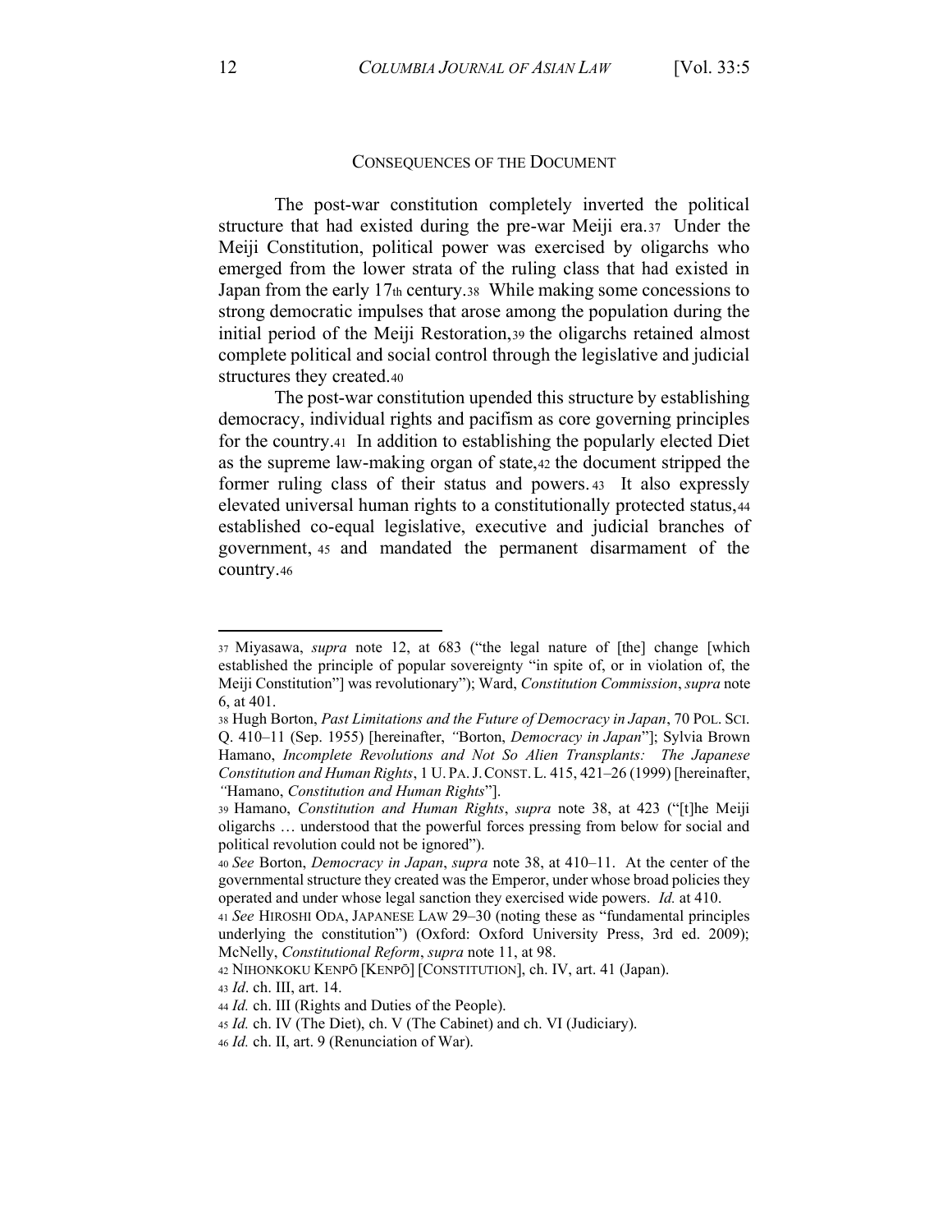## CONSEQUENCES OF THE DOCUMENT

The post-war constitution completely inverted the political structure that had existed during the pre-war Meiji era.[37] Under the Meiji Constitution, political power was exercised by oligarchs who emerged from the lower strata of the ruling class that had existed in Japan from the early 17th century.[38] While making some concessions to strong democratic impulses that arose among the population during the initial period of the Meiji Restoration,[39] the oligarchs retained almost complete political and social control through the legislative and judicial structures they created.[40]

The post-war constitution upended this structure by establishing democracy, individual rights and pacifism as core governing principles for the country.[41] In addition to establishing the popularly elected Diet as the supreme law-making organ of state,[42] the document stripped the former ruling class of their status and powers.[43] It also expressly elevated universal human rights to a constitutionally protected status,[44] established co-equal legislative, executive and judicial branches of government,[45] and mandated the permanent disarmament of the country.[46]

---

[37] Miyasawa, *supra* note 12, at 683 ("the legal nature of [the] change [which established the principle of popular sovereignty "in spite of, or in violation of, the Meiji Constitution"] was revolutionary"); Ward, *Constitution Commission*, *supra* note 6, at 401.

[38] Hugh Borton, *Past Limitations and the Future of Democracy in Japan*, 70 POL. SCI. Q. 410–11 (Sep. 1955) [hereinafter, "Borton, *Democracy in Japan*"]; Sylvia Brown Hamano, *Incomplete Revolutions and Not So Alien Transplants: The Japanese Constitution and Human Rights*, 1 U. PA. J. CONST. L. 415, 421–26 (1999) [hereinafter, "Hamano, *Constitution and Human Rights*"].

[39] Hamano, *Constitution and Human Rights*, *supra* note 38, at 423 ("[t]he Meiji oligarchs … understood that the powerful forces pressing from below for social and political revolution could not be ignored").

[40] *See* Borton, *Democracy in Japan*, *supra* note 38, at 410–11. At the center of the governmental structure they created was the Emperor, under whose broad policies they operated and under whose legal sanction they exercised wide powers. *Id.* at 410.

[41] *See* HIROSHI ODA, JAPANESE LAW 29–30 (noting these as "fundamental principles underlying the constitution") (Oxford: Oxford University Press, 3rd ed. 2009); McNelly, *Constitutional Reform*, *supra* note 11, at 98.

[42] NIHONKOKU KENPŌ [KENPŌ] [CONSTITUTION], ch. IV, art. 41 (Japan).

[43] *Id*. ch. III, art. 14.

[44] *Id.* ch. III (Rights and Duties of the People).

[45] *Id.* ch. IV (The Diet), ch. V (The Cabinet) and ch. VI (Judiciary).

[46] *Id.* ch. II, art. 9 (Renunciation of War).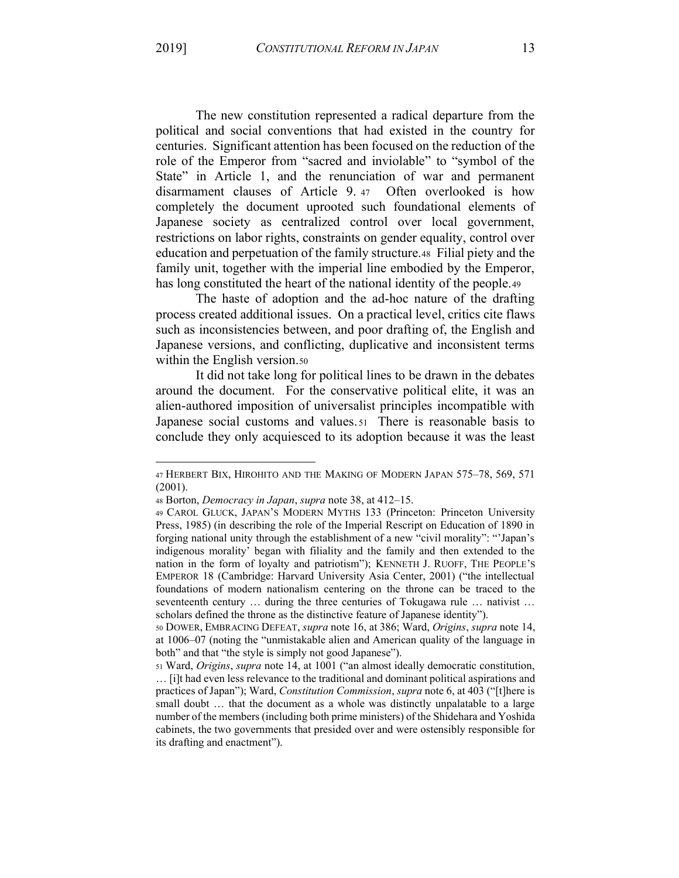The new constitution represented a radical departure from the political and social conventions that had existed in the country for centuries. Significant attention has been focused on the reduction of the role of the Emperor from "sacred and inviolable" to "symbol of the State" in Article 1, and the renunciation of war and permanent disarmament clauses of Article 9.[47] Often overlooked is how completely the document uprooted such foundational elements of Japanese society as centralized control over local government, restrictions on labor rights, constraints on gender equality, control over education and perpetuation of the family structure.[48] Filial piety and the family unit, together with the imperial line embodied by the Emperor, has long constituted the heart of the national identity of the people.[49]

The haste of adoption and the ad-hoc nature of the drafting process created additional issues. On a practical level, critics cite flaws such as inconsistencies between, and poor drafting of, the English and Japanese versions, and conflicting, duplicative and inconsistent terms within the English version.[50]

It did not take long for political lines to be drawn in the debates around the document. For the conservative political elite, it was an alien-authored imposition of universalist principles incompatible with Japanese social customs and values.[51] There is reasonable basis to conclude they only acquiesced to its adoption because it was the least

---

[47] HERBERT BIX, HIROHITO AND THE MAKING OF MODERN JAPAN 575–78, 569, 571 (2001).

[48] Borton, *Democracy in Japan*, *supra* note 38, at 412–15.

[49] CAROL GLUCK, JAPAN'S MODERN MYTHS 133 (Princeton: Princeton University Press, 1985) (in describing the role of the Imperial Rescript on Education of 1890 in forging national unity through the establishment of a new "civil morality": "'Japan's indigenous morality' began with filiality and the family and then extended to the nation in the form of loyalty and patriotism"); KENNETH J. RUOFF, THE PEOPLE'S EMPEROR 18 (Cambridge: Harvard University Asia Center, 2001) ("the intellectual foundations of modern nationalism centering on the throne can be traced to the seventeenth century … during the three centuries of Tokugawa rule … nativist … scholars defined the throne as the distinctive feature of Japanese identity").

[50] DOWER, EMBRACING DEFEAT, *supra* note 16, at 386; Ward, *Origins*, *supra* note 14, at 1006–07 (noting the "unmistakable alien and American quality of the language in both" and that "the style is simply not good Japanese").

[51] Ward, *Origins*, *supra* note 14, at 1001 ("an almost ideally democratic constitution, … [i]t had even less relevance to the traditional and dominant political aspirations and practices of Japan"); Ward, *Constitution Commission*, *supra* note 6, at 403 ("[t]here is small doubt … that the document as a whole was distinctly unpalatable to a large number of the members (including both prime ministers) of the Shidehara and Yoshida cabinets, the two governments that presided over and were ostensibly responsible for its drafting and enactment").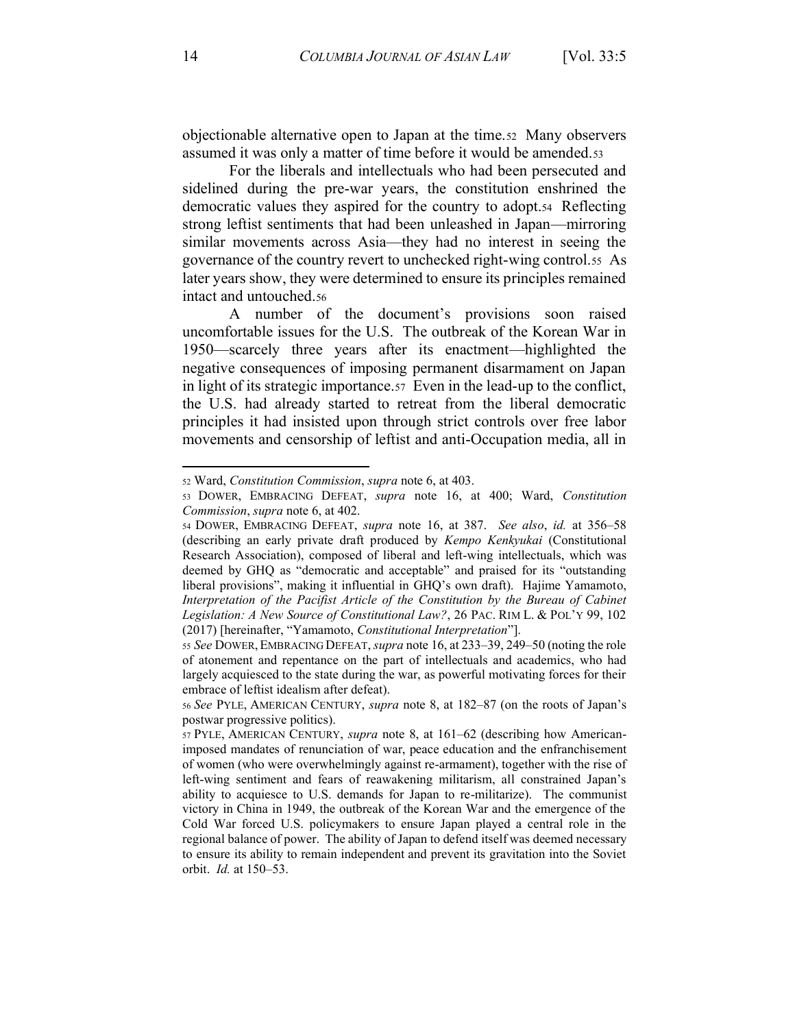objectionable alternative open to Japan at the time.[52] Many observers assumed it was only a matter of time before it would be amended.[53]

For the liberals and intellectuals who had been persecuted and sidelined during the pre-war years, the constitution enshrined the democratic values they aspired for the country to adopt.[54] Reflecting strong leftist sentiments that had been unleashed in Japan—mirroring similar movements across Asia—they had no interest in seeing the governance of the country revert to unchecked right-wing control.[55] As later years show, they were determined to ensure its principles remained intact and untouched.[56]

A number of the document's provisions soon raised uncomfortable issues for the U.S. The outbreak of the Korean War in 1950—scarcely three years after its enactment—highlighted the negative consequences of imposing permanent disarmament on Japan in light of its strategic importance.[57] Even in the lead-up to the conflict, the U.S. had already started to retreat from the liberal democratic principles it had insisted upon through strict controls over free labor movements and censorship of leftist and anti-Occupation media, all in

---

[52] Ward, *Constitution Commission*, *supra* note 6, at 403.

[53] DOWER, EMBRACING DEFEAT, *supra* note 16, at 400; Ward, *Constitution Commission*, *supra* note 6, at 402.

[54] DOWER, EMBRACING DEFEAT, *supra* note 16, at 387. *See also*, *id.* at 356–58 (describing an early private draft produced by *Kempo Kenkyukai* (Constitutional Research Association), composed of liberal and left-wing intellectuals, which was deemed by GHQ as "democratic and acceptable" and praised for its "outstanding liberal provisions", making it influential in GHQ's own draft). Hajime Yamamoto, *Interpretation of the Pacifist Article of the Constitution by the Bureau of Cabinet Legislation: A New Source of Constitutional Law?*, 26 PAC. RIM L. & POL'Y 99, 102 (2017) [hereinafter, "Yamamoto, *Constitutional Interpretation*"].

[55] *See* DOWER, EMBRACING DEFEAT, *supra* note 16, at 233–39, 249–50 (noting the role of atonement and repentance on the part of intellectuals and academics, who had largely acquiesced to the state during the war, as powerful motivating forces for their embrace of leftist idealism after defeat).

[56] *See* PYLE, AMERICAN CENTURY, *supra* note 8, at 182–87 (on the roots of Japan's postwar progressive politics).

[57] PYLE, AMERICAN CENTURY, *supra* note 8, at 161–62 (describing how American-imposed mandates of renunciation of war, peace education and the enfranchisement of women (who were overwhelmingly against re-armament), together with the rise of left-wing sentiment and fears of reawakening militarism, all constrained Japan's ability to acquiesce to U.S. demands for Japan to re-militarize). The communist victory in China in 1949, the outbreak of the Korean War and the emergence of the Cold War forced U.S. policymakers to ensure Japan played a central role in the regional balance of power. The ability of Japan to defend itself was deemed necessary to ensure its ability to remain independent and prevent its gravitation into the Soviet orbit. *Id.* at 150–53.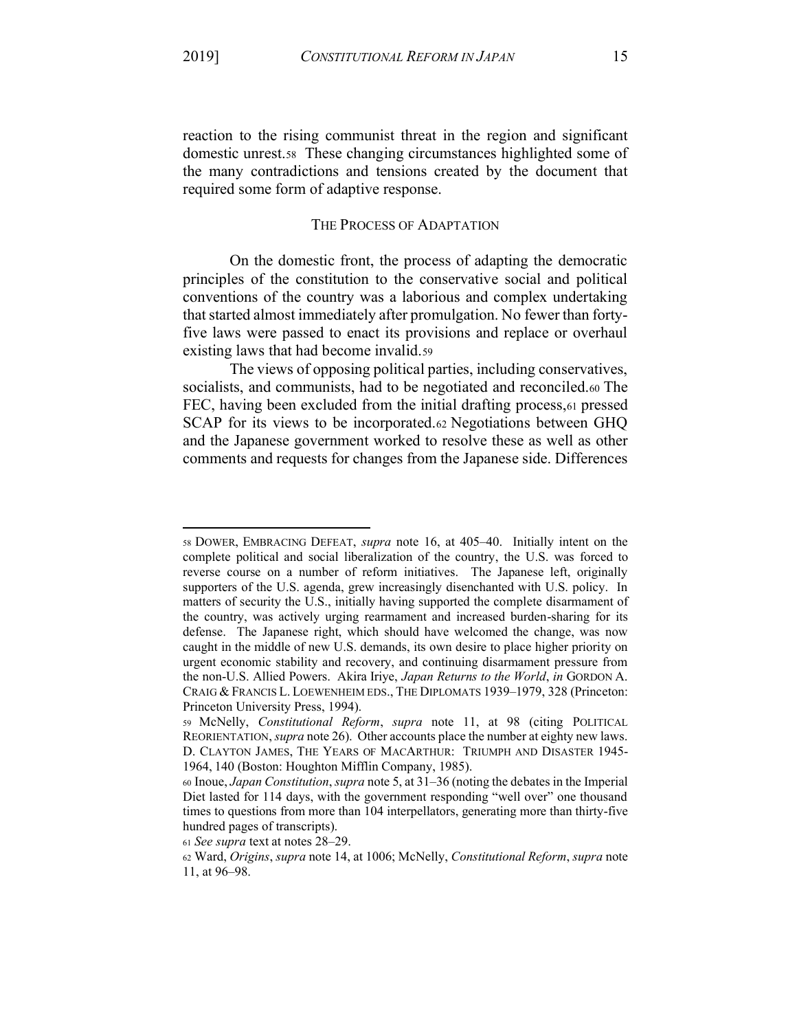reaction to the rising communist threat in the region and significant domestic unrest.[58] These changing circumstances highlighted some of the many contradictions and tensions created by the document that required some form of adaptive response.

## THE PROCESS OF ADAPTATION

On the domestic front, the process of adapting the democratic principles of the constitution to the conservative social and political conventions of the country was a laborious and complex undertaking that started almost immediately after promulgation. No fewer than forty-five laws were passed to enact its provisions and replace or overhaul existing laws that had become invalid.[59]

The views of opposing political parties, including conservatives, socialists, and communists, had to be negotiated and reconciled.[60] The FEC, having been excluded from the initial drafting process,[61] pressed SCAP for its views to be incorporated.[62] Negotiations between GHQ and the Japanese government worked to resolve these as well as other comments and requests for changes from the Japanese side. Differences

---

[58] DOWER, EMBRACING DEFEAT, *supra* note 16, at 405–40. Initially intent on the complete political and social liberalization of the country, the U.S. was forced to reverse course on a number of reform initiatives. The Japanese left, originally supporters of the U.S. agenda, grew increasingly disenchanted with U.S. policy. In matters of security the U.S., initially having supported the complete disarmament of the country, was actively urging rearmament and increased burden-sharing for its defense. The Japanese right, which should have welcomed the change, was now caught in the middle of new U.S. demands, its own desire to place higher priority on urgent economic stability and recovery, and continuing disarmament pressure from the non-U.S. Allied Powers. Akira Iriye, *Japan Returns to the World*, *in* GORDON A. CRAIG & FRANCIS L. LOEWENHEIM EDS., THE DIPLOMATS 1939–1979, 328 (Princeton: Princeton University Press, 1994).

[59] McNelly, *Constitutional Reform*, *supra* note 11, at 98 (citing POLITICAL REORIENTATION, *supra* note 26). Other accounts place the number at eighty new laws. D. CLAYTON JAMES, THE YEARS OF MACARTHUR: TRIUMPH AND DISASTER 1945-1964, 140 (Boston: Houghton Mifflin Company, 1985).

[60] Inoue, *Japan Constitution*, *supra* note 5, at 31–36 (noting the debates in the Imperial Diet lasted for 114 days, with the government responding "well over" one thousand times to questions from more than 104 interpellators, generating more than thirty-five hundred pages of transcripts).

[61] *See supra* text at notes 28–29.

[62] Ward, *Origins*, *supra* note 14, at 1006; McNelly, *Constitutional Reform*, *supra* note 11, at 96–98.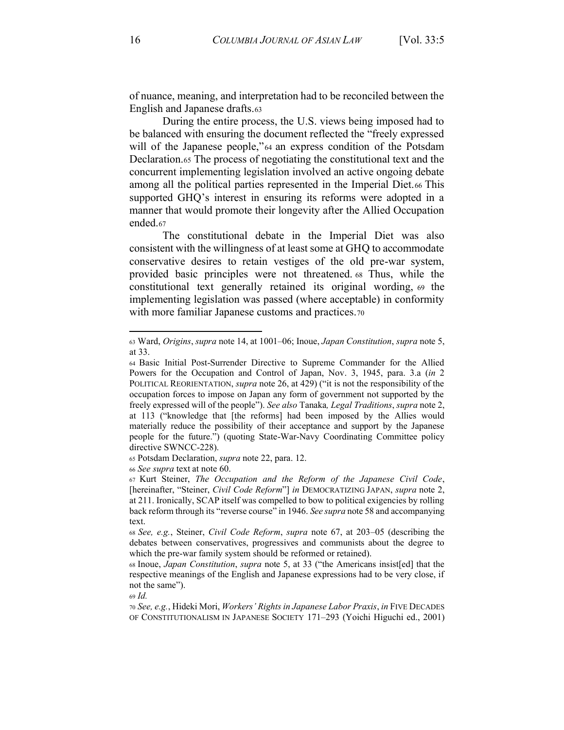of nuance, meaning, and interpretation had to be reconciled between the English and Japanese drafts.[63]

During the entire process, the U.S. views being imposed had to be balanced with ensuring the document reflected the "freely expressed will of the Japanese people,"[64] an express condition of the Potsdam Declaration.[65] The process of negotiating the constitutional text and the concurrent implementing legislation involved an active ongoing debate among all the political parties represented in the Imperial Diet.[66] This supported GHQ's interest in ensuring its reforms were adopted in a manner that would promote their longevity after the Allied Occupation ended.[67]

The constitutional debate in the Imperial Diet was also consistent with the willingness of at least some at GHQ to accommodate conservative desires to retain vestiges of the old pre-war system, provided basic principles were not threatened.[68] Thus, while the constitutional text generally retained its original wording,[69] the implementing legislation was passed (where acceptable) in conformity with more familiar Japanese customs and practices.[70]

---

[63] Ward, *Origins*, *supra* note 14, at 1001–06; Inoue, *Japan Constitution*, *supra* note 5, at 33.

[64] Basic Initial Post-Surrender Directive to Supreme Commander for the Allied Powers for the Occupation and Control of Japan, Nov. 3, 1945, para. 3.a (*in* 2 POLITICAL REORIENTATION, *supra* note 26, at 429) ("it is not the responsibility of the occupation forces to impose on Japan any form of government not supported by the freely expressed will of the people"). *See also* Tanaka*, Legal Traditions*, *supra* note 2, at 113 ("knowledge that [the reforms] had been imposed by the Allies would materially reduce the possibility of their acceptance and support by the Japanese people for the future.") (quoting State-War-Navy Coordinating Committee policy directive SWNCC-228).

[65] Potsdam Declaration, *supra* note 22, para. 12.

[66] *See supra* text at note 60.

[67] Kurt Steiner, *The Occupation and the Reform of the Japanese Civil Code*, [hereinafter, "Steiner, *Civil Code Reform*"] *in* DEMOCRATIZING JAPAN, *supra* note 2, at 211. Ironically, SCAP itself was compelled to bow to political exigencies by rolling back reform through its "reverse course" in 1946. *See supra* note 58 and accompanying text.

[68] *See, e.g.*, Steiner, *Civil Code Reform*, *supra* note 67, at 203–05 (describing the debates between conservatives, progressives and communists about the degree to which the pre-war family system should be reformed or retained).

[68] Inoue, *Japan Constitution*, *supra* note 5, at 33 ("the Americans insist[ed] that the respective meanings of the English and Japanese expressions had to be very close, if not the same").

[69] *Id.*

[70] *See, e.g.*, Hideki Mori, *Workers' Rights in Japanese Labor Praxis*, *in* FIVE DECADES OF CONSTITUTIONALISM IN JAPANESE SOCIETY 171–293 (Yoichi Higuchi ed., 2001)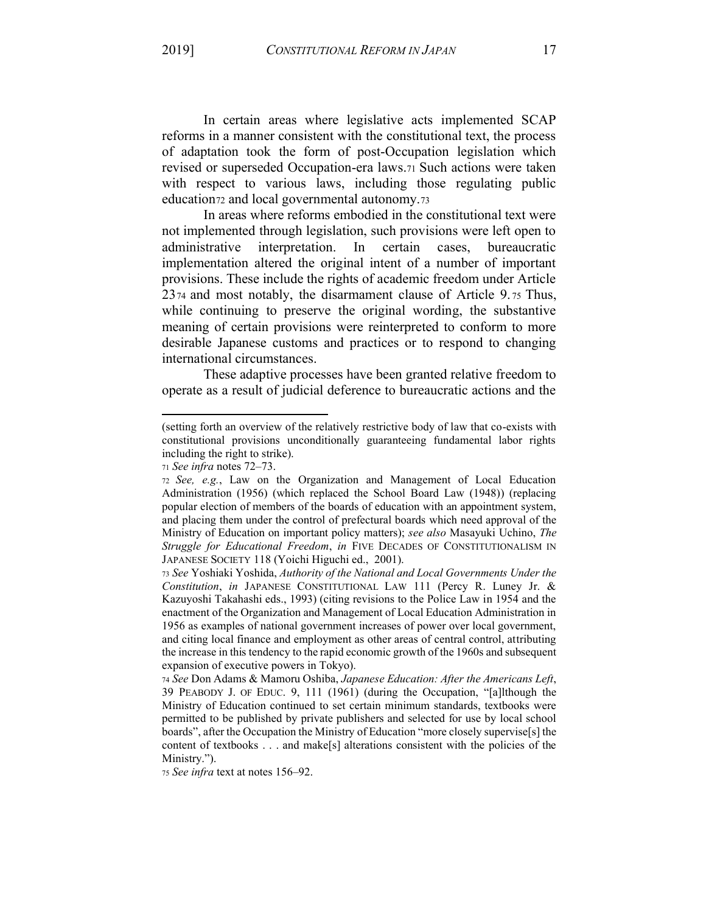In certain areas where legislative acts implemented SCAP reforms in a manner consistent with the constitutional text, the process of adaptation took the form of post-Occupation legislation which revised or superseded Occupation-era laws.[71] Such actions were taken with respect to various laws, including those regulating public education[72] and local governmental autonomy.[73]

In areas where reforms embodied in the constitutional text were not implemented through legislation, such provisions were left open to administrative interpretation. In certain cases, bureaucratic implementation altered the original intent of a number of important provisions. These include the rights of academic freedom under Article 23[74] and most notably, the disarmament clause of Article 9.[75] Thus, while continuing to preserve the original wording, the substantive meaning of certain provisions were reinterpreted to conform to more desirable Japanese customs and practices or to respond to changing international circumstances.

These adaptive processes have been granted relative freedom to operate as a result of judicial deference to bureaucratic actions and the

---

(setting forth an overview of the relatively restrictive body of law that co-exists with constitutional provisions unconditionally guaranteeing fundamental labor rights including the right to strike).

[71] *See infra* notes 72–73.

[72] *See, e.g.*, Law on the Organization and Management of Local Education Administration (1956) (which replaced the School Board Law (1948)) (replacing popular election of members of the boards of education with an appointment system, and placing them under the control of prefectural boards which need approval of the Ministry of Education on important policy matters); *see also* Masayuki Uchino, *The Struggle for Educational Freedom*, *in* FIVE DECADES OF CONSTITUTIONALISM IN JAPANESE SOCIETY 118 (Yoichi Higuchi ed., 2001).

[73] *See* Yoshiaki Yoshida, *Authority of the National and Local Governments Under the Constitution*, *in* JAPANESE CONSTITUTIONAL LAW 111 (Percy R. Luney Jr. & Kazuyoshi Takahashi eds., 1993) (citing revisions to the Police Law in 1954 and the enactment of the Organization and Management of Local Education Administration in 1956 as examples of national government increases of power over local government, and citing local finance and employment as other areas of central control, attributing the increase in this tendency to the rapid economic growth of the 1960s and subsequent expansion of executive powers in Tokyo).

[74] *See* Don Adams & Mamoru Oshiba, *Japanese Education: After the Americans Left*, 39 PEABODY J. OF EDUC. 9, 111 (1961) (during the Occupation, "[a]lthough the Ministry of Education continued to set certain minimum standards, textbooks were permitted to be published by private publishers and selected for use by local school boards", after the Occupation the Ministry of Education "more closely supervise[s] the content of textbooks . . . and make[s] alterations consistent with the policies of the Ministry.").

[75] *See infra* text at notes 156–92.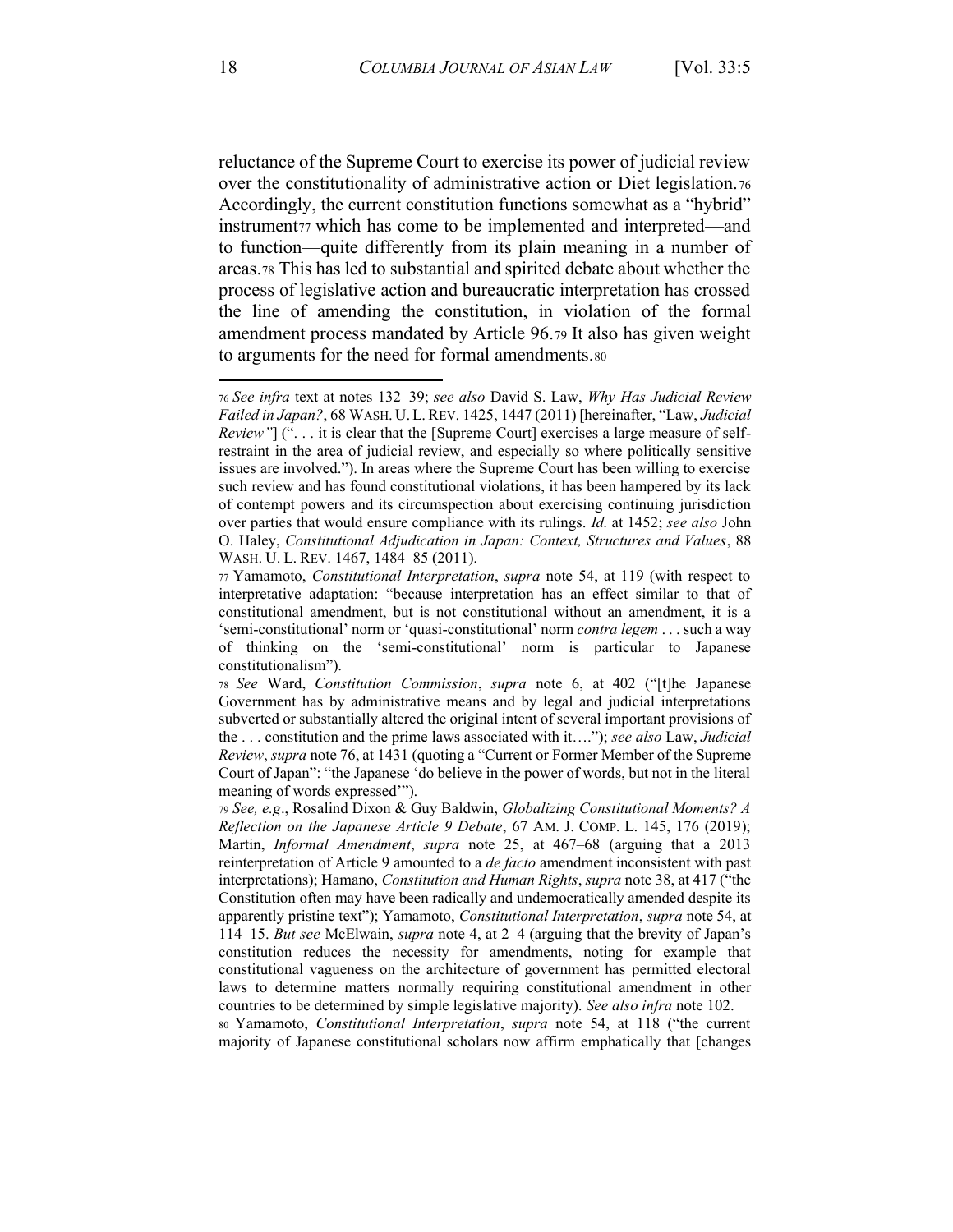reluctance of the Supreme Court to exercise its power of judicial review over the constitutionality of administrative action or Diet legislation.[76] Accordingly, the current constitution functions somewhat as a "hybrid" instrument[77] which has come to be implemented and interpreted—and to function—quite differently from its plain meaning in a number of areas.[78] This has led to substantial and spirited debate about whether the process of legislative action and bureaucratic interpretation has crossed the line of amending the constitution, in violation of the formal amendment process mandated by Article 96.[79] It also has given weight to arguments for the need for formal amendments.[80]

---

[76] *See infra* text at notes 132–39; *see also* David S. Law, *Why Has Judicial Review Failed in Japan?*, 68 WASH. U. L. REV. 1425, 1447 (2011) [hereinafter, "Law, *Judicial Review"*] (". . . it is clear that the [Supreme Court] exercises a large measure of self-restraint in the area of judicial review, and especially so where politically sensitive issues are involved."). In areas where the Supreme Court has been willing to exercise such review and has found constitutional violations, it has been hampered by its lack of contempt powers and its circumspection about exercising continuing jurisdiction over parties that would ensure compliance with its rulings. *Id.* at 1452; *see also* John O. Haley, *Constitutional Adjudication in Japan: Context, Structures and Values*, 88 WASH. U. L. REV. 1467, 1484–85 (2011).

[77] Yamamoto, *Constitutional Interpretation*, *supra* note 54, at 119 (with respect to interpretative adaptation: "because interpretation has an effect similar to that of constitutional amendment, but is not constitutional without an amendment, it is a 'semi-constitutional' norm or 'quasi-constitutional' norm *contra legem* . . . such a way of thinking on the 'semi-constitutional' norm is particular to Japanese constitutionalism").

[78] *See* Ward, *Constitution Commission*, *supra* note 6, at 402 ("[t]he Japanese Government has by administrative means and by legal and judicial interpretations subverted or substantially altered the original intent of several important provisions of the . . . constitution and the prime laws associated with it…."); *see also* Law, *Judicial Review*, *supra* note 76, at 1431 (quoting a "Current or Former Member of the Supreme Court of Japan": "the Japanese 'do believe in the power of words, but not in the literal meaning of words expressed'").

[79] *See, e.g*., Rosalind Dixon & Guy Baldwin, *Globalizing Constitutional Moments? A Reflection on the Japanese Article 9 Debate*, 67 AM. J. COMP. L. 145, 176 (2019); Martin, *Informal Amendment*, *supra* note 25, at 467–68 (arguing that a 2013 reinterpretation of Article 9 amounted to a *de facto* amendment inconsistent with past interpretations); Hamano, *Constitution and Human Rights*, *supra* note 38, at 417 ("the Constitution often may have been radically and undemocratically amended despite its apparently pristine text"); Yamamoto, *Constitutional Interpretation*, *supra* note 54, at 114–15. *But see* McElwain, *supra* note 4, at 2–4 (arguing that the brevity of Japan's constitution reduces the necessity for amendments, noting for example that constitutional vagueness on the architecture of government has permitted electoral laws to determine matters normally requiring constitutional amendment in other countries to be determined by simple legislative majority). *See also infra* note 102.

[80] Yamamoto, *Constitutional Interpretation*, *supra* note 54, at 118 ("the current majority of Japanese constitutional scholars now affirm emphatically that [changes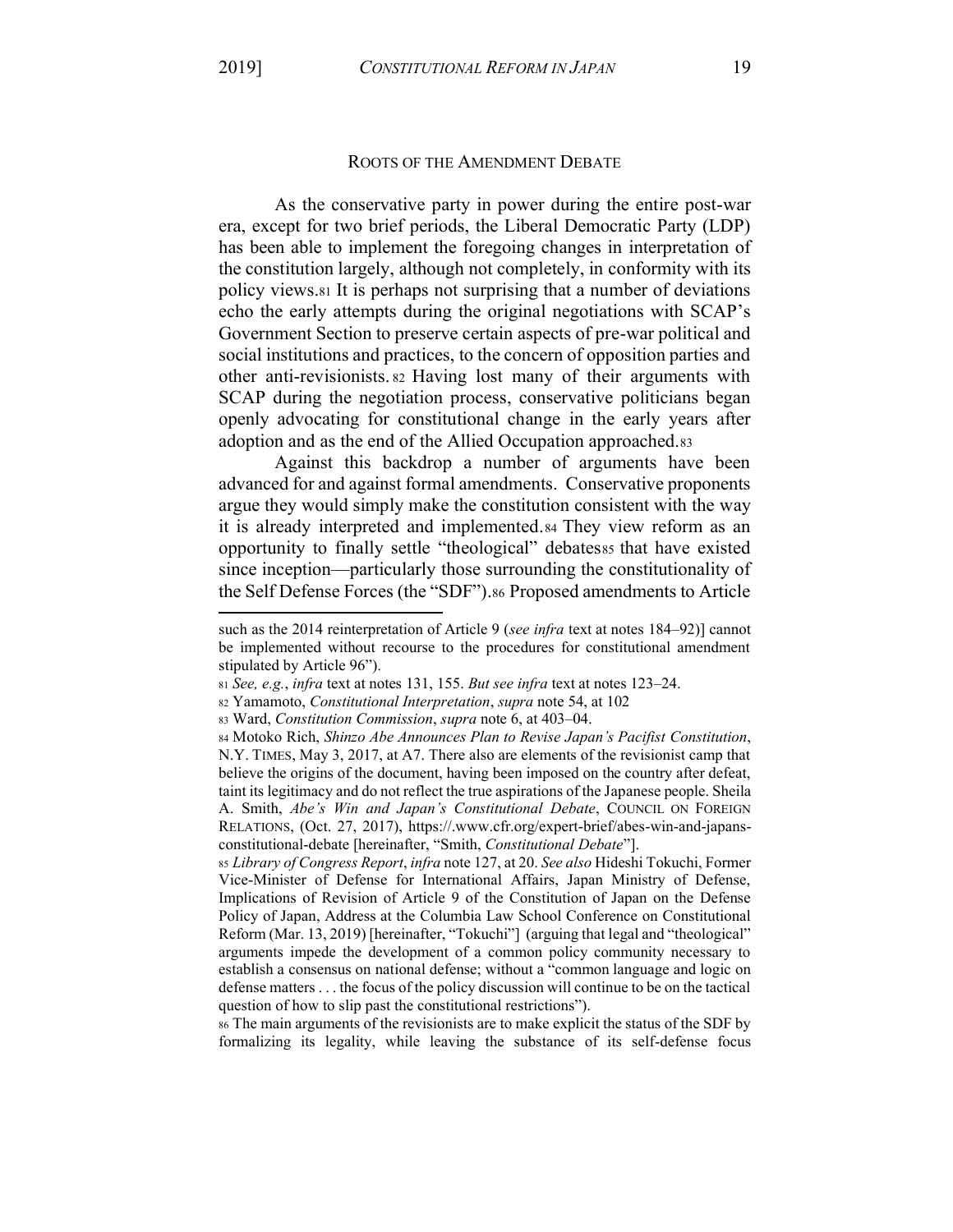## ROOTS OF THE AMENDMENT DEBATE

As the conservative party in power during the entire post-war era, except for two brief periods, the Liberal Democratic Party (LDP) has been able to implement the foregoing changes in interpretation of the constitution largely, although not completely, in conformity with its policy views.[81] It is perhaps not surprising that a number of deviations echo the early attempts during the original negotiations with SCAP's Government Section to preserve certain aspects of pre-war political and social institutions and practices, to the concern of opposition parties and other anti-revisionists.[82] Having lost many of their arguments with SCAP during the negotiation process, conservative politicians began openly advocating for constitutional change in the early years after adoption and as the end of the Allied Occupation approached.[83]

Against this backdrop a number of arguments have been advanced for and against formal amendments. Conservative proponents argue they would simply make the constitution consistent with the way it is already interpreted and implemented.[84] They view reform as an opportunity to finally settle "theological" debates[85] that have existed since inception—particularly those surrounding the constitutionality of the Self Defense Forces (the "SDF").[86] Proposed amendments to Article

---

such as the 2014 reinterpretation of Article 9 (*see infra* text at notes 184–92)] cannot be implemented without recourse to the procedures for constitutional amendment stipulated by Article 96").

[81] *See, e.g.*, *infra* text at notes 131, 155. *But see infra* text at notes 123–24.

[82] Yamamoto, *Constitutional Interpretation*, *supra* note 54, at 102

[83] Ward, *Constitution Commission*, *supra* note 6, at 403–04.

[84] Motoko Rich, *Shinzo Abe Announces Plan to Revise Japan's Pacifist Constitution*, N.Y. TIMES, May 3, 2017, at A7. There also are elements of the revisionist camp that believe the origins of the document, having been imposed on the country after defeat, taint its legitimacy and do not reflect the true aspirations of the Japanese people. Sheila A. Smith, *Abe's Win and Japan's Constitutional Debate*, COUNCIL ON FOREIGN RELATIONS, (Oct. 27, 2017), https://.www.cfr.org/expert-brief/abes-win-and-japans-constitutional-debate [hereinafter, "Smith, *Constitutional Debate*"].

[85] *Library of Congress Report*, *infra* note 127, at 20. *See also* Hideshi Tokuchi, Former Vice-Minister of Defense for International Affairs, Japan Ministry of Defense, Implications of Revision of Article 9 of the Constitution of Japan on the Defense Policy of Japan, Address at the Columbia Law School Conference on Constitutional Reform (Mar. 13, 2019) [hereinafter, "Tokuchi"] (arguing that legal and "theological" arguments impede the development of a common policy community necessary to establish a consensus on national defense; without a "common language and logic on defense matters . . . the focus of the policy discussion will continue to be on the tactical question of how to slip past the constitutional restrictions").

[86] The main arguments of the revisionists are to make explicit the status of the SDF by formalizing its legality, while leaving the substance of its self-defense focus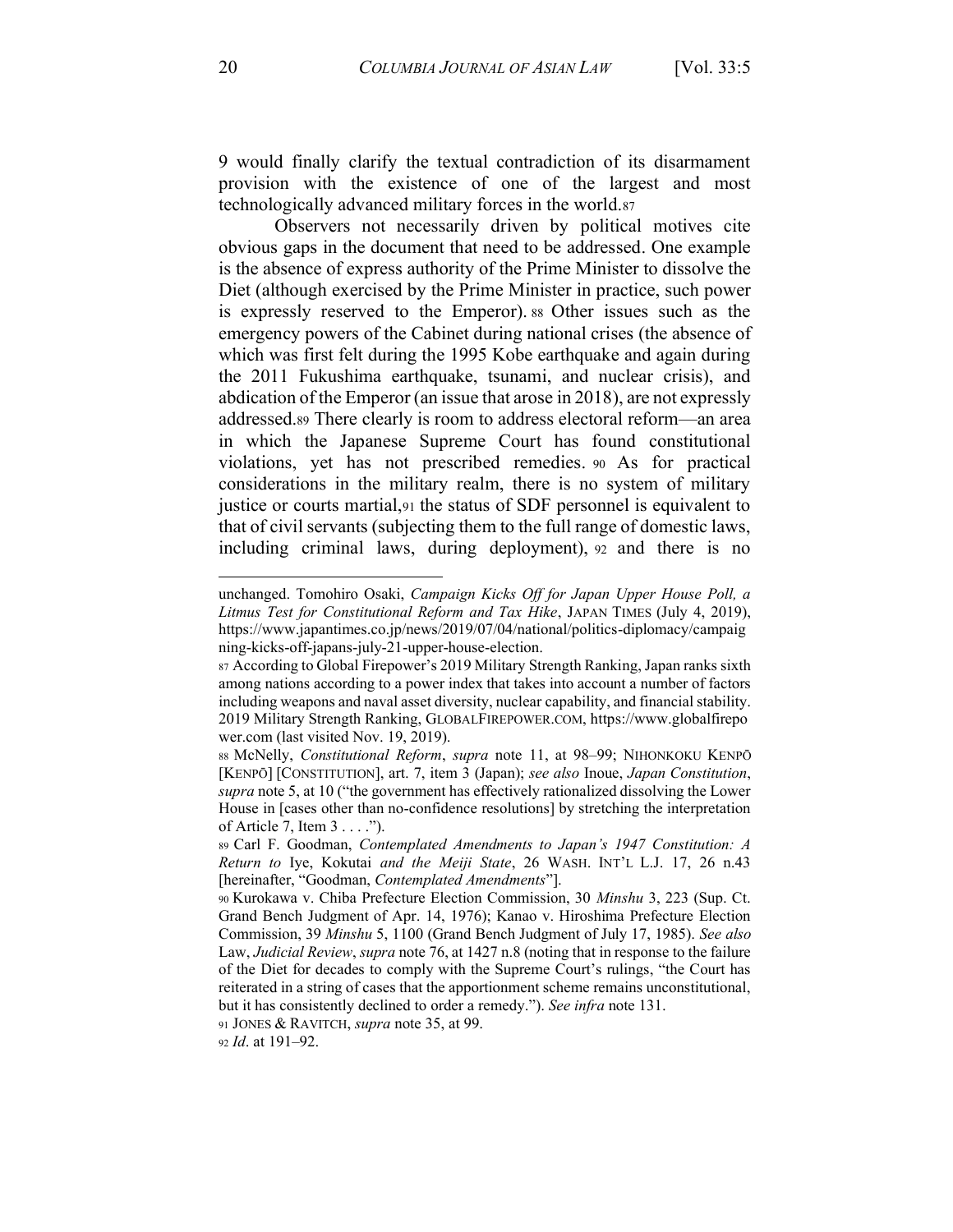9 would finally clarify the textual contradiction of its disarmament provision with the existence of one of the largest and most technologically advanced military forces in the world.[87]

Observers not necessarily driven by political motives cite obvious gaps in the document that need to be addressed. One example is the absence of express authority of the Prime Minister to dissolve the Diet (although exercised by the Prime Minister in practice, such power is expressly reserved to the Emperor).[88] Other issues such as the emergency powers of the Cabinet during national crises (the absence of which was first felt during the 1995 Kobe earthquake and again during the 2011 Fukushima earthquake, tsunami, and nuclear crisis), and abdication of the Emperor (an issue that arose in 2018), are not expressly addressed.[89] There clearly is room to address electoral reform—an area in which the Japanese Supreme Court has found constitutional violations, yet has not prescribed remedies.[90] As for practical considerations in the military realm, there is no system of military justice or courts martial,[91] the status of SDF personnel is equivalent to that of civil servants (subjecting them to the full range of domestic laws, including criminal laws, during deployment),[92] and there is no

---

unchanged. Tomohiro Osaki, *Campaign Kicks Off for Japan Upper House Poll, a Litmus Test for Constitutional Reform and Tax Hike*, JAPAN TIMES (July 4, 2019), https://www.japantimes.co.jp/news/2019/07/04/national/politics-diplomacy/campaigning-kicks-off-japans-july-21-upper-house-election.

[87] According to Global Firepower's 2019 Military Strength Ranking, Japan ranks sixth among nations according to a power index that takes into account a number of factors including weapons and naval asset diversity, nuclear capability, and financial stability. 2019 Military Strength Ranking, GLOBALFIREPOWER.COM, https://www.globalfirepower.com (last visited Nov. 19, 2019).

[88] McNelly, *Constitutional Reform*, *supra* note 11, at 98–99; NIHONKOKU KENPŌ [KENPŌ] [CONSTITUTION], art. 7, item 3 (Japan); *see also* Inoue, *Japan Constitution*, *supra* note 5, at 10 ("the government has effectively rationalized dissolving the Lower House in [cases other than no-confidence resolutions] by stretching the interpretation of Article 7, Item 3 . . . .").

[89] Carl F. Goodman, *Contemplated Amendments to Japan's 1947 Constitution: A Return to* Iye, *Kokutai and the Meiji State*, 26 WASH. INT'L L.J. 17, 26 n.43 [hereinafter, "Goodman, *Contemplated Amendments*"].

[90] Kurokawa v. Chiba Prefecture Election Commission, 30 *Minshu* 3, 223 (Sup. Ct. Grand Bench Judgment of Apr. 14, 1976); Kanao v. Hiroshima Prefecture Election Commission, 39 *Minshu* 5, 1100 (Grand Bench Judgment of July 17, 1985). *See also* Law, *Judicial Review*, *supra* note 76, at 1427 n.8 (noting that in response to the failure of the Diet for decades to comply with the Supreme Court's rulings, "the Court has reiterated in a string of cases that the apportionment scheme remains unconstitutional, but it has consistently declined to order a remedy."). *See infra* note 131.

[91] JONES & RAVITCH, *supra* note 35, at 99.

[92] *Id*. at 191–92.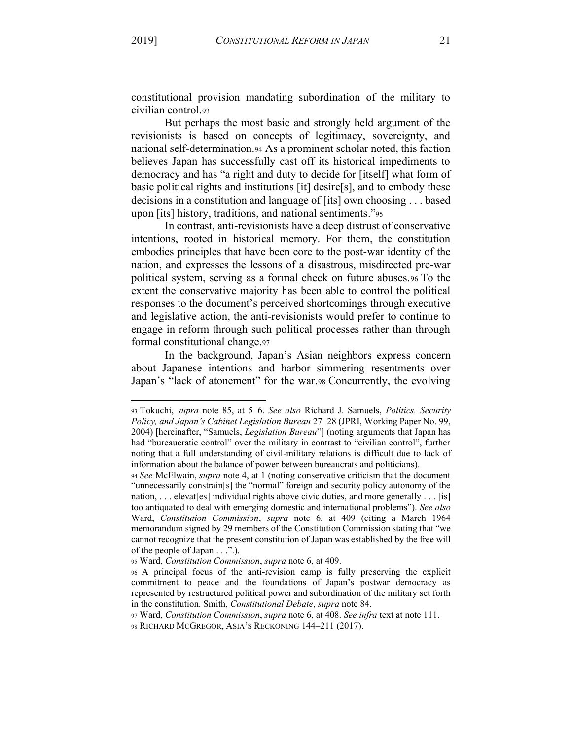constitutional provision mandating subordination of the military to civilian control.[93]

But perhaps the most basic and strongly held argument of the revisionists is based on concepts of legitimacy, sovereignty, and national self-determination.[94] As a prominent scholar noted, this faction believes Japan has successfully cast off its historical impediments to democracy and has "a right and duty to decide for [itself] what form of basic political rights and institutions [it] desire[s], and to embody these decisions in a constitution and language of [its] own choosing . . . based upon [its] history, traditions, and national sentiments."[95]

In contrast, anti-revisionists have a deep distrust of conservative intentions, rooted in historical memory. For them, the constitution embodies principles that have been core to the post-war identity of the nation, and expresses the lessons of a disastrous, misdirected pre-war political system, serving as a formal check on future abuses.[96] To the extent the conservative majority has been able to control the political responses to the document's perceived shortcomings through executive and legislative action, the anti-revisionists would prefer to continue to engage in reform through such political processes rather than through formal constitutional change.[97]

In the background, Japan's Asian neighbors express concern about Japanese intentions and harbor simmering resentments over Japan's "lack of atonement" for the war.[98] Concurrently, the evolving

---

[93] Tokuchi, *supra* note 85, at 5–6. *See also* Richard J. Samuels, *Politics, Security Policy, and Japan's Cabinet Legislation Bureau* 27–28 (JPRI, Working Paper No. 99, 2004) [hereinafter, "Samuels, *Legislation Bureau*"] (noting arguments that Japan has had "bureaucratic control" over the military in contrast to "civilian control", further noting that a full understanding of civil-military relations is difficult due to lack of information about the balance of power between bureaucrats and politicians).

[94] *See* McElwain, *supra* note 4, at 1 (noting conservative criticism that the document "unnecessarily constrain[s] the "normal" foreign and security policy autonomy of the nation, . . . elevat[es] individual rights above civic duties, and more generally . . . [is] too antiquated to deal with emerging domestic and international problems"). *See also* Ward, *Constitution Commission*, *supra* note 6, at 409 (citing a March 1964 memorandum signed by 29 members of the Constitution Commission stating that "we cannot recognize that the present constitution of Japan was established by the free will of the people of Japan . . .".).

[95] Ward, *Constitution Commission*, *supra* note 6, at 409.

[96] A principal focus of the anti-revision camp is fully preserving the explicit commitment to peace and the foundations of Japan's postwar democracy as represented by restructured political power and subordination of the military set forth in the constitution. Smith, *Constitutional Debate*, *supra* note 84.

[97] Ward, *Constitution Commission*, *supra* note 6, at 408. *See infra* text at note 111.

[98] RICHARD MCGREGOR, ASIA'S RECKONING 144–211 (2017).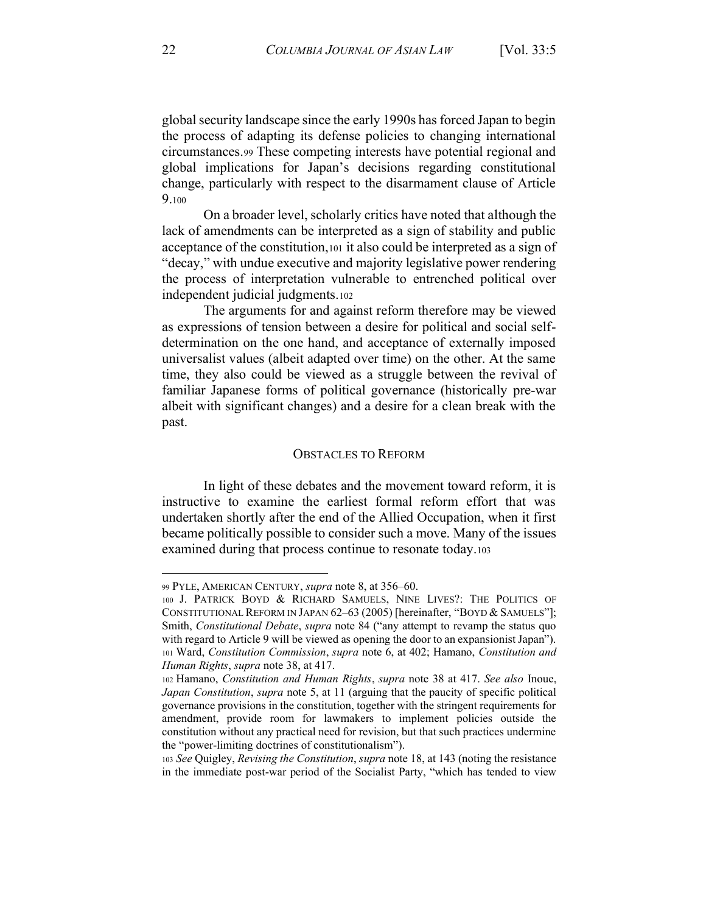global security landscape since the early 1990s has forced Japan to begin the process of adapting its defense policies to changing international circumstances.[99] These competing interests have potential regional and global implications for Japan's decisions regarding constitutional change, particularly with respect to the disarmament clause of Article 9.[100]

On a broader level, scholarly critics have noted that although the lack of amendments can be interpreted as a sign of stability and public acceptance of the constitution,[101] it also could be interpreted as a sign of "decay," with undue executive and majority legislative power rendering the process of interpretation vulnerable to entrenched political over independent judicial judgments.[102]

The arguments for and against reform therefore may be viewed as expressions of tension between a desire for political and social self-determination on the one hand, and acceptance of externally imposed universalist values (albeit adapted over time) on the other. At the same time, they also could be viewed as a struggle between the revival of familiar Japanese forms of political governance (historically pre-war albeit with significant changes) and a desire for a clean break with the past.

## OBSTACLES TO REFORM

In light of these debates and the movement toward reform, it is instructive to examine the earliest formal reform effort that was undertaken shortly after the end of the Allied Occupation, when it first became politically possible to consider such a move. Many of the issues examined during that process continue to resonate today.[103]

---

[99] PYLE, AMERICAN CENTURY, *supra* note 8, at 356–60.

[100] J. PATRICK BOYD & RICHARD SAMUELS, NINE LIVES?: THE POLITICS OF CONSTITUTIONAL REFORM IN JAPAN 62–63 (2005) [hereinafter, "BOYD & SAMUELS"]; Smith, *Constitutional Debate*, *supra* note 84 ("any attempt to revamp the status quo with regard to Article 9 will be viewed as opening the door to an expansionist Japan").

[101] Ward, *Constitution Commission*, *supra* note 6, at 402; Hamano, *Constitution and Human Rights*, *supra* note 38, at 417.

[102] Hamano, *Constitution and Human Rights*, *supra* note 38 at 417. *See also* Inoue, *Japan Constitution*, *supra* note 5, at 11 (arguing that the paucity of specific political governance provisions in the constitution, together with the stringent requirements for amendment, provide room for lawmakers to implement policies outside the constitution without any practical need for revision, but that such practices undermine the "power-limiting doctrines of constitutionalism").

[103] *See* Quigley, *Revising the Constitution*, *supra* note 18, at 143 (noting the resistance in the immediate post-war period of the Socialist Party, "which has tended to view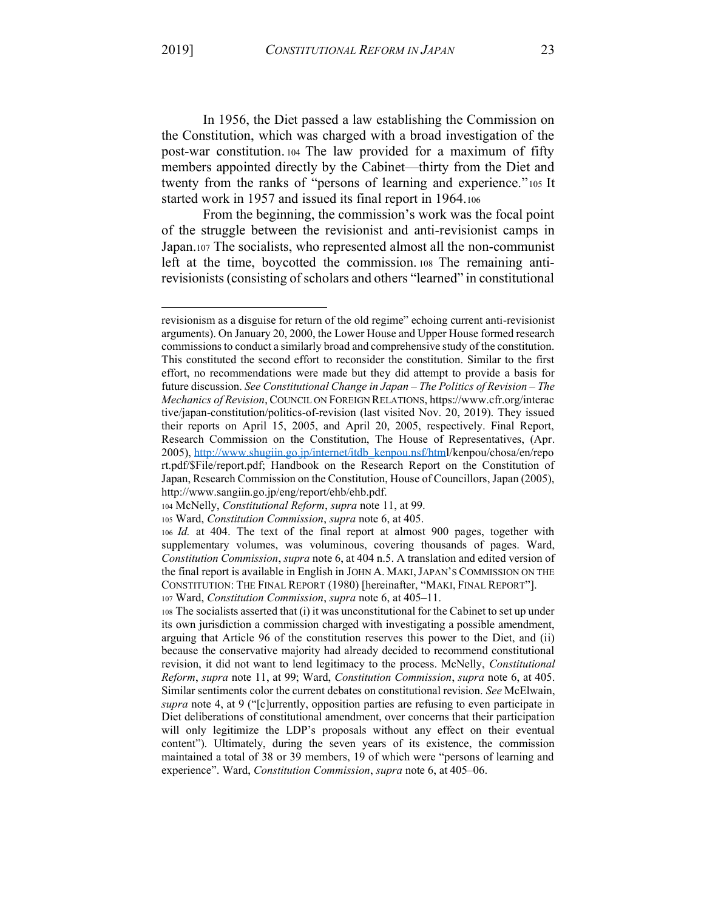In 1956, the Diet passed a law establishing the Commission on the Constitution, which was charged with a broad investigation of the post-war constitution.[104] The law provided for a maximum of fifty members appointed directly by the Cabinet—thirty from the Diet and twenty from the ranks of "persons of learning and experience."[105] It started work in 1957 and issued its final report in 1964.[106]

From the beginning, the commission's work was the focal point of the struggle between the revisionist and anti-revisionist camps in Japan.[107] The socialists, who represented almost all the non-communist left at the time, boycotted the commission.[108] The remaining anti-revisionists (consisting of scholars and others "learned" in constitutional

---

revisionism as a disguise for return of the old regime" echoing current anti-revisionist arguments). On January 20, 2000, the Lower House and Upper House formed research commissions to conduct a similarly broad and comprehensive study of the constitution. This constituted the second effort to reconsider the constitution. Similar to the first effort, no recommendations were made but they did attempt to provide a basis for future discussion. *See Constitutional Change in Japan – The Politics of Revision – The Mechanics of Revision*, COUNCIL ON FOREIGN RELATIONS, https://www.cfr.org/interactive/japan-constitution/politics-of-revision (last visited Nov. 20, 2019). They issued their reports on April 15, 2005, and April 20, 2005, respectively. Final Report, Research Commission on the Constitution, The House of Representatives, (Apr. 2005), http://www.shugiin.go.jp/internet/itdb_kenpou.nsf/html/kenpou/chosa/en/report.pdf/$File/report.pdf; Handbook on the Research Report on the Constitution of Japan, Research Commission on the Constitution, House of Councillors, Japan (2005), http://www.sangiin.go.jp/eng/report/ehb/ehb.pdf.

[104] McNelly, *Constitutional Reform*, *supra* note 11, at 99.

[105] Ward, *Constitution Commission*, *supra* note 6, at 405.

[106] *Id.* at 404. The text of the final report at almost 900 pages, together with supplementary volumes, was voluminous, covering thousands of pages. Ward, *Constitution Commission*, *supra* note 6, at 404 n.5. A translation and edited version of the final report is available in English in JOHN A. MAKI, JAPAN'S COMMISSION ON THE CONSTITUTION: THE FINAL REPORT (1980) [hereinafter, "MAKI, FINAL REPORT"].

[107] Ward, *Constitution Commission*, *supra* note 6, at 405–11.

[108] The socialists asserted that (i) it was unconstitutional for the Cabinet to set up under its own jurisdiction a commission charged with investigating a possible amendment, arguing that Article 96 of the constitution reserves this power to the Diet, and (ii) because the conservative majority had already decided to recommend constitutional revision, it did not want to lend legitimacy to the process. McNelly, *Constitutional Reform*, *supra* note 11, at 99; Ward, *Constitution Commission*, *supra* note 6, at 405. Similar sentiments color the current debates on constitutional revision. *See* McElwain, *supra* note 4, at 9 ("[c]urrently, opposition parties are refusing to even participate in Diet deliberations of constitutional amendment, over concerns that their participation will only legitimize the LDP's proposals without any effect on their eventual content"). Ultimately, during the seven years of its existence, the commission maintained a total of 38 or 39 members, 19 of which were "persons of learning and experience". Ward, *Constitution Commission*, *supra* note 6, at 405–06.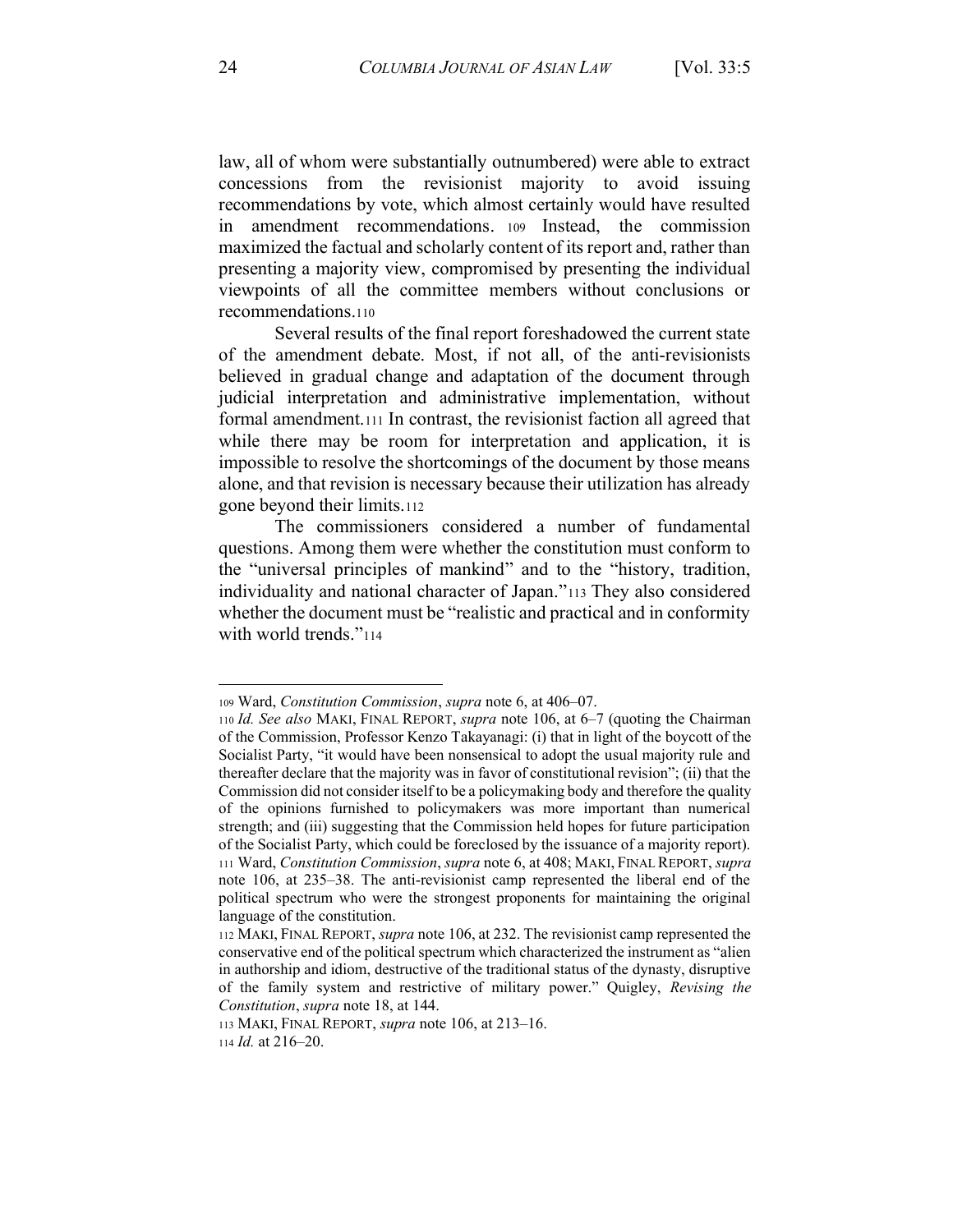law, all of whom were substantially outnumbered) were able to extract concessions from the revisionist majority to avoid issuing recommendations by vote, which almost certainly would have resulted in amendment recommendations.[109] Instead, the commission maximized the factual and scholarly content of its report and, rather than presenting a majority view, compromised by presenting the individual viewpoints of all the committee members without conclusions or recommendations.[110]

Several results of the final report foreshadowed the current state of the amendment debate. Most, if not all, of the anti-revisionists believed in gradual change and adaptation of the document through judicial interpretation and administrative implementation, without formal amendment.[111] In contrast, the revisionist faction all agreed that while there may be room for interpretation and application, it is impossible to resolve the shortcomings of the document by those means alone, and that revision is necessary because their utilization has already gone beyond their limits.[112]

The commissioners considered a number of fundamental questions. Among them were whether the constitution must conform to the "universal principles of mankind" and to the "history, tradition, individuality and national character of Japan."[113] They also considered whether the document must be "realistic and practical and in conformity with world trends."[114]

---

[109] Ward, *Constitution Commission*, *supra* note 6, at 406–07.

[110] *Id. See also* MAKI, FINAL REPORT, *supra* note 106, at 6–7 (quoting the Chairman of the Commission, Professor Kenzo Takayanagi: (i) that in light of the boycott of the Socialist Party, "it would have been nonsensical to adopt the usual majority rule and thereafter declare that the majority was in favor of constitutional revision"; (ii) that the Commission did not consider itself to be a policymaking body and therefore the quality of the opinions furnished to policymakers was more important than numerical strength; and (iii) suggesting that the Commission held hopes for future participation of the Socialist Party, which could be foreclosed by the issuance of a majority report).

[111] Ward, *Constitution Commission*, *supra* note 6, at 408; MAKI, FINAL REPORT, *supra* note 106, at 235–38. The anti-revisionist camp represented the liberal end of the political spectrum who were the strongest proponents for maintaining the original language of the constitution.

[112] MAKI, FINAL REPORT, *supra* note 106, at 232. The revisionist camp represented the conservative end of the political spectrum which characterized the instrument as "alien in authorship and idiom, destructive of the traditional status of the dynasty, disruptive of the family system and restrictive of military power." Quigley, *Revising the Constitution*, *supra* note 18, at 144.

[113] MAKI, FINAL REPORT, *supra* note 106, at 213–16.

[114] *Id.* at 216–20.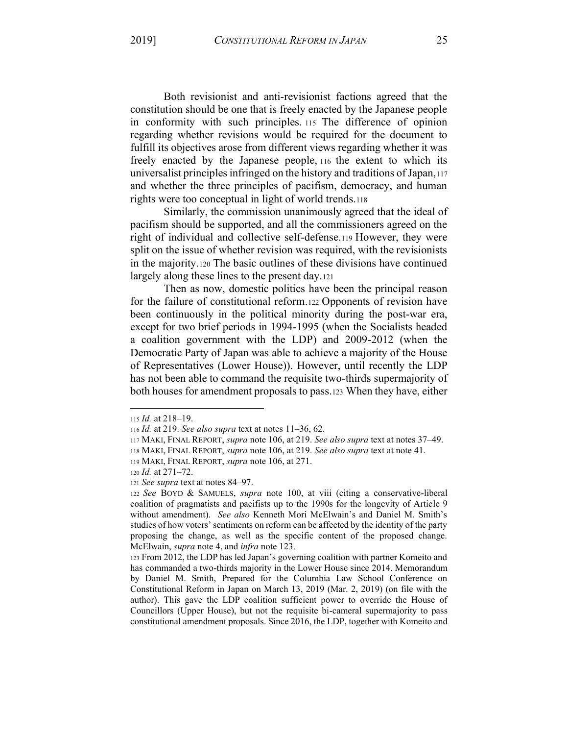Both revisionist and anti-revisionist factions agreed that the constitution should be one that is freely enacted by the Japanese people in conformity with such principles.[115] The difference of opinion regarding whether revisions would be required for the document to fulfill its objectives arose from different views regarding whether it was freely enacted by the Japanese people,[116] the extent to which its universalist principles infringed on the history and traditions of Japan,[117] and whether the three principles of pacifism, democracy, and human rights were too conceptual in light of world trends.[118]

Similarly, the commission unanimously agreed that the ideal of pacifism should be supported, and all the commissioners agreed on the right of individual and collective self-defense.[119] However, they were split on the issue of whether revision was required, with the revisionists in the majority.[120] The basic outlines of these divisions have continued largely along these lines to the present day.[121]

Then as now, domestic politics have been the principal reason for the failure of constitutional reform.[122] Opponents of revision have been continuously in the political minority during the post-war era, except for two brief periods in 1994-1995 (when the Socialists headed a coalition government with the LDP) and 2009-2012 (when the Democratic Party of Japan was able to achieve a majority of the House of Representatives (Lower House)). However, until recently the LDP has not been able to command the requisite two-thirds supermajority of both houses for amendment proposals to pass.[123] When they have, either

---

[115] *Id.* at 218–19.

[116] *Id.* at 219. *See also supra* text at notes 11–36, 62.

[117] MAKI, FINAL REPORT, *supra* note 106, at 219. *See also supra* text at notes 37–49.

[118] MAKI, FINAL REPORT, *supra* note 106, at 219. *See also supra* text at note 41.

[119] MAKI, FINAL REPORT, *supra* note 106, at 271.

[120] *Id.* at 271–72.

[121] *See supra* text at notes 84–97.

[122] *See* BOYD & SAMUELS, *supra* note 100, at viii (citing a conservative-liberal coalition of pragmatists and pacifists up to the 1990s for the longevity of Article 9 without amendment). *See also* Kenneth Mori McElwain's and Daniel M. Smith's studies of how voters' sentiments on reform can be affected by the identity of the party proposing the change, as well as the specific content of the proposed change. McElwain, *supra* note 4, and *infra* note 123.

[123] From 2012, the LDP has led Japan's governing coalition with partner Komeito and has commanded a two-thirds majority in the Lower House since 2014. Memorandum by Daniel M. Smith, Prepared for the Columbia Law School Conference on Constitutional Reform in Japan on March 13, 2019 (Mar. 2, 2019) (on file with the author). This gave the LDP coalition sufficient power to override the House of Councillors (Upper House), but not the requisite bi-cameral supermajority to pass constitutional amendment proposals. Since 2016, the LDP, together with Komeito and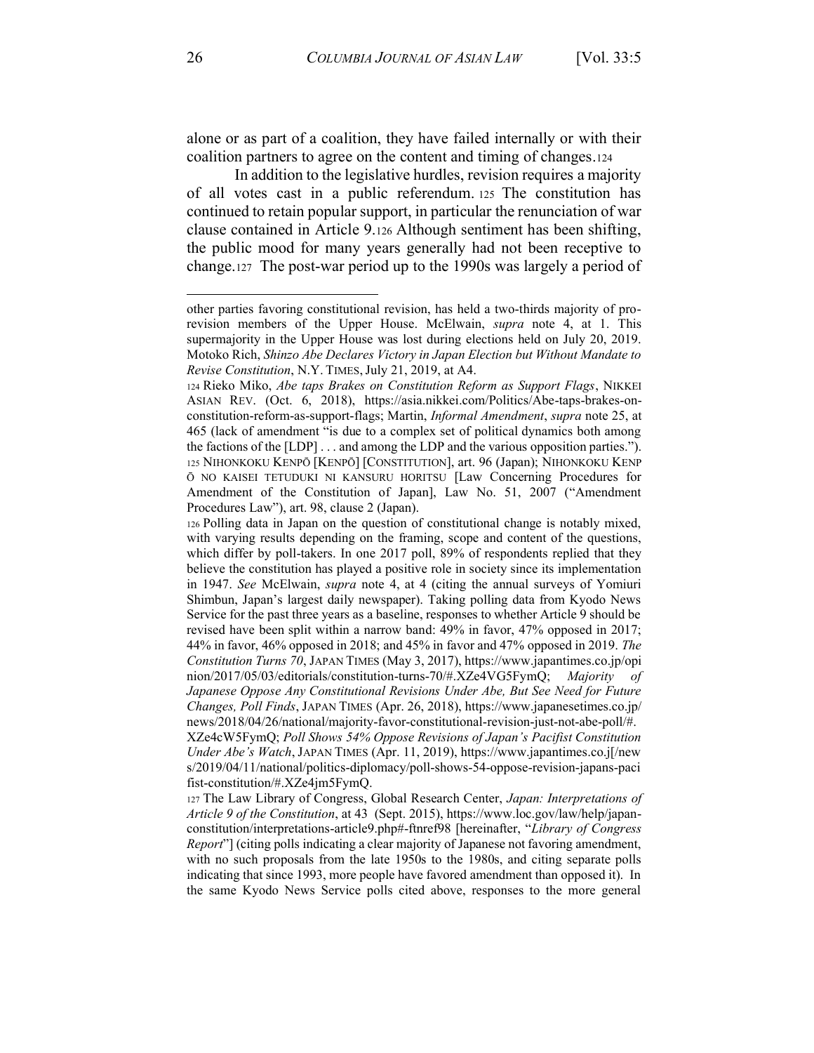alone or as part of a coalition, they have failed internally or with their coalition partners to agree on the content and timing of changes.[124]

In addition to the legislative hurdles, revision requires a majority of all votes cast in a public referendum.[125] The constitution has continued to retain popular support, in particular the renunciation of war clause contained in Article 9.[126] Although sentiment has been shifting, the public mood for many years generally had not been receptive to change.[127] The post-war period up to the 1990s was largely a period of

---

other parties favoring constitutional revision, has held a two-thirds majority of pro-revision members of the Upper House. McElwain, *supra* note 4, at 1. This supermajority in the Upper House was lost during elections held on July 20, 2019. Motoko Rich, *Shinzo Abe Declares Victory in Japan Election but Without Mandate to Revise Constitution*, N.Y. TIMES, July 21, 2019, at A4.

[124] Rieko Miko, *Abe taps Brakes on Constitution Reform as Support Flags*, NIKKEI ASIAN REV. (Oct. 6, 2018), https://asia.nikkei.com/Politics/Abe-taps-brakes-on-constitution-reform-as-support-flags; Martin, *Informal Amendment*, *supra* note 25, at 465 (lack of amendment "is due to a complex set of political dynamics both among the factions of the [LDP] . . . and among the LDP and the various opposition parties.").

[125] NIHONKOKU KENPŌ [KENPŌ] [CONSTITUTION], art. 96 (Japan); NIHONKOKU KENPŌ NO KAISEI TETUDUKI NI KANSURU HORITSU [Law Concerning Procedures for Amendment of the Constitution of Japan], Law No. 51, 2007 ("Amendment Procedures Law"), art. 98, clause 2 (Japan).

[126] Polling data in Japan on the question of constitutional change is notably mixed, with varying results depending on the framing, scope and content of the questions, which differ by poll-takers. In one 2017 poll, 89% of respondents replied that they believe the constitution has played a positive role in society since its implementation in 1947. *See* McElwain, *supra* note 4, at 4 (citing the annual surveys of Yomiuri Shimbun, Japan's largest daily newspaper). Taking polling data from Kyodo News Service for the past three years as a baseline, responses to whether Article 9 should be revised have been split within a narrow band: 49% in favor, 47% opposed in 2017; 44% in favor, 46% opposed in 2018; and 45% in favor and 47% opposed in 2019. *The Constitution Turns 70*, JAPAN TIMES (May 3, 2017), https://www.japantimes.co.jp/opinion/2017/05/03/editorials/constitution-turns-70/#.XZe4VG5FymQ; *Majority of Japanese Oppose Any Constitutional Revisions Under Abe, But See Need for Future Changes, Poll Finds*, JAPAN TIMES (Apr. 26, 2018), https://www.japanesetimes.co.jp/news/2018/04/26/national/majority-favor-constitutional-revision-just-not-abe-poll/#.XZe4cW5FymQ; *Poll Shows 54% Oppose Revisions of Japan's Pacifist Constitution Under Abe's Watch*, JAPAN TIMES (Apr. 11, 2019), https://www.japantimes.co.j[/news/2019/04/11/national/politics-diplomacy/poll-shows-54-oppose-revision-japans-pacifist-constitution/#.XZe4jm5FymQ.

[127] The Law Library of Congress, Global Research Center, *Japan: Interpretations of Article 9 of the Constitution*, at 43 (Sept. 2015), https://www.loc.gov/law/help/japan-constitution/interpretations-article9.php#-ftnref98 [hereinafter, "*Library of Congress Report*"] (citing polls indicating a clear majority of Japanese not favoring amendment, with no such proposals from the late 1950s to the 1980s, and citing separate polls indicating that since 1993, more people have favored amendment than opposed it). In the same Kyodo News Service polls cited above, responses to the more general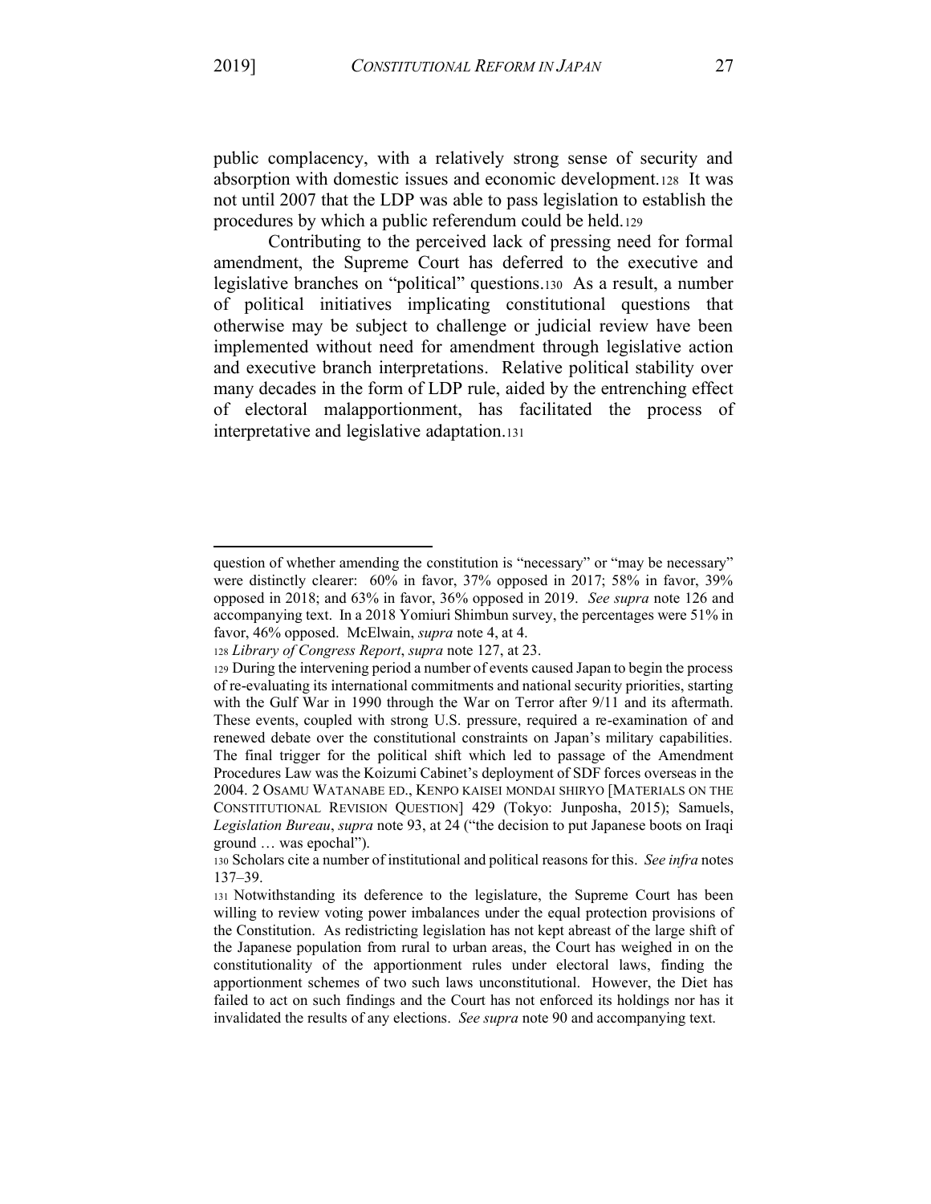public complacency, with a relatively strong sense of security and absorption with domestic issues and economic development.[128] It was not until 2007 that the LDP was able to pass legislation to establish the procedures by which a public referendum could be held.[129]

Contributing to the perceived lack of pressing need for formal amendment, the Supreme Court has deferred to the executive and legislative branches on "political" questions.[130] As a result, a number of political initiatives implicating constitutional questions that otherwise may be subject to challenge or judicial review have been implemented without need for amendment through legislative action and executive branch interpretations. Relative political stability over many decades in the form of LDP rule, aided by the entrenching effect of electoral malapportionment, has facilitated the process of interpretative and legislative adaptation.[131]

---

question of whether amending the constitution is "necessary" or "may be necessary" were distinctly clearer: 60% in favor, 37% opposed in 2017; 58% in favor, 39% opposed in 2018; and 63% in favor, 36% opposed in 2019. *See supra* note 126 and accompanying text. In a 2018 Yomiuri Shimbun survey, the percentages were 51% in favor, 46% opposed. McElwain, *supra* note 4, at 4.

[128] *Library of Congress Report*, *supra* note 127, at 23.

[129] During the intervening period a number of events caused Japan to begin the process of re-evaluating its international commitments and national security priorities, starting with the Gulf War in 1990 through the War on Terror after 9/11 and its aftermath. These events, coupled with strong U.S. pressure, required a re-examination of and renewed debate over the constitutional constraints on Japan's military capabilities. The final trigger for the political shift which led to passage of the Amendment Procedures Law was the Koizumi Cabinet's deployment of SDF forces overseas in the 2004. 2 OSAMU WATANABE ED., KENPO KAISEI MONDAI SHIRYO [MATERIALS ON THE CONSTITUTIONAL REVISION QUESTION] 429 (Tokyo: Junposha, 2015); Samuels, *Legislation Bureau*, *supra* note 93, at 24 ("the decision to put Japanese boots on Iraqi ground … was epochal").

[130] Scholars cite a number of institutional and political reasons for this. *See infra* notes 137–39.

[131] Notwithstanding its deference to the legislature, the Supreme Court has been willing to review voting power imbalances under the equal protection provisions of the Constitution. As redistricting legislation has not kept abreast of the large shift of the Japanese population from rural to urban areas, the Court has weighed in on the constitutionality of the apportionment rules under electoral laws, finding the apportionment schemes of two such laws unconstitutional. However, the Diet has failed to act on such findings and the Court has not enforced its holdings nor has it invalidated the results of any elections. *See supra* note 90 and accompanying text.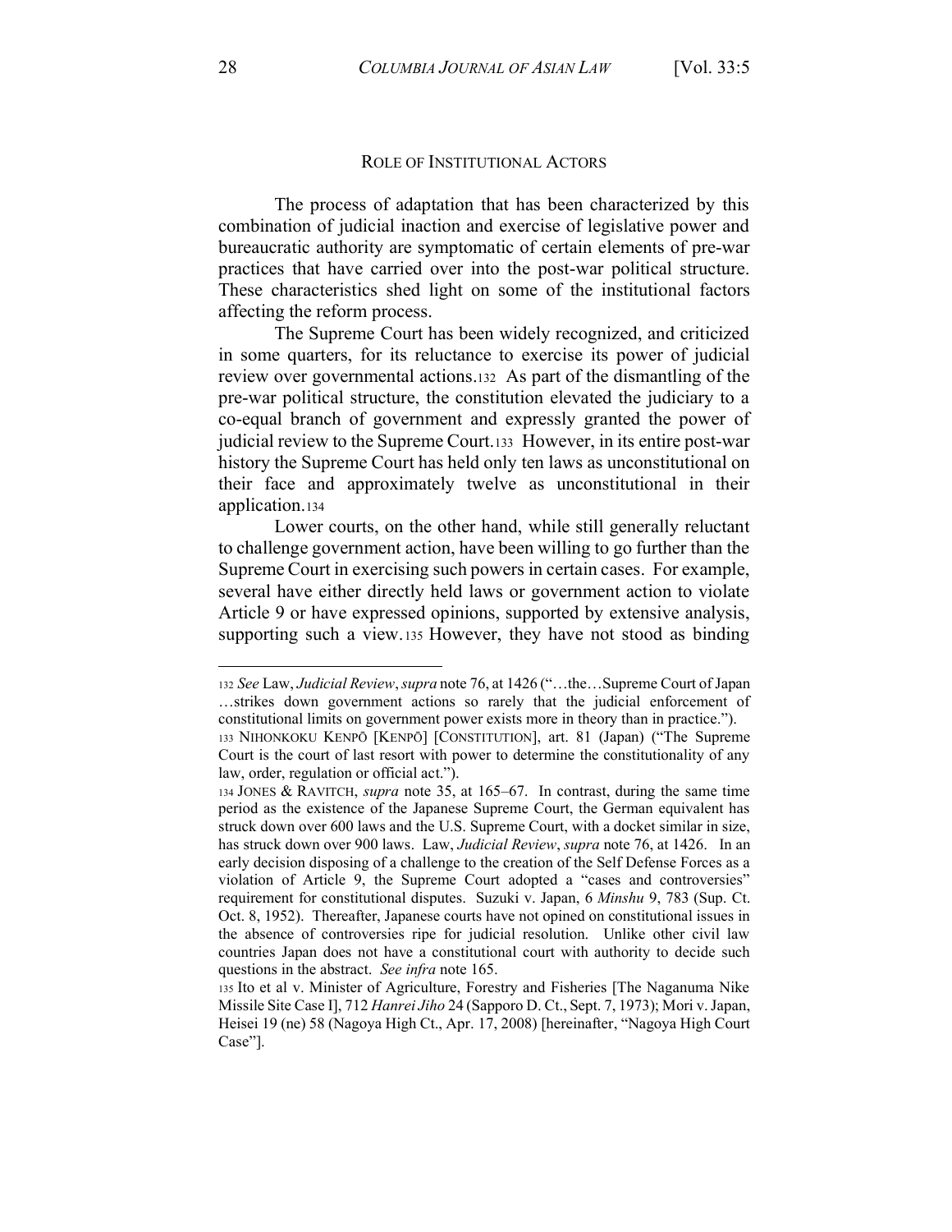## ROLE OF INSTITUTIONAL ACTORS

The process of adaptation that has been characterized by this combination of judicial inaction and exercise of legislative power and bureaucratic authority are symptomatic of certain elements of pre-war practices that have carried over into the post-war political structure. These characteristics shed light on some of the institutional factors affecting the reform process.

The Supreme Court has been widely recognized, and criticized in some quarters, for its reluctance to exercise its power of judicial review over governmental actions.[132] As part of the dismantling of the pre-war political structure, the constitution elevated the judiciary to a co-equal branch of government and expressly granted the power of judicial review to the Supreme Court.[133] However, in its entire post-war history the Supreme Court has held only ten laws as unconstitutional on their face and approximately twelve as unconstitutional in their application.[134]

Lower courts, on the other hand, while still generally reluctant to challenge government action, have been willing to go further than the Supreme Court in exercising such powers in certain cases. For example, several have either directly held laws or government action to violate Article 9 or have expressed opinions, supported by extensive analysis, supporting such a view.[135] However, they have not stood as binding

---

[132] *See* Law, *Judicial Review*, *supra* note 76, at 1426 ("…the…Supreme Court of Japan …strikes down government actions so rarely that the judicial enforcement of constitutional limits on government power exists more in theory than in practice.").

[133] NIHONKOKU KENPŌ [KENPŌ] [CONSTITUTION], art. 81 (Japan) ("The Supreme Court is the court of last resort with power to determine the constitutionality of any law, order, regulation or official act.").

[134] JONES & RAVITCH, *supra* note 35, at 165–67. In contrast, during the same time period as the existence of the Japanese Supreme Court, the German equivalent has struck down over 600 laws and the U.S. Supreme Court, with a docket similar in size, has struck down over 900 laws. Law, *Judicial Review*, *supra* note 76, at 1426. In an early decision disposing of a challenge to the creation of the Self Defense Forces as a violation of Article 9, the Supreme Court adopted a "cases and controversies" requirement for constitutional disputes. Suzuki v. Japan, 6 *Minshu* 9, 783 (Sup. Ct. Oct. 8, 1952). Thereafter, Japanese courts have not opined on constitutional issues in the absence of controversies ripe for judicial resolution. Unlike other civil law countries Japan does not have a constitutional court with authority to decide such questions in the abstract. *See infra* note 165.

[135] Ito et al v. Minister of Agriculture, Forestry and Fisheries [The Naganuma Nike Missile Site Case I], 712 *Hanrei Jiho* 24 (Sapporo D. Ct., Sept. 7, 1973); Mori v. Japan, Heisei 19 (ne) 58 (Nagoya High Ct., Apr. 17, 2008) [hereinafter, "Nagoya High Court Case"].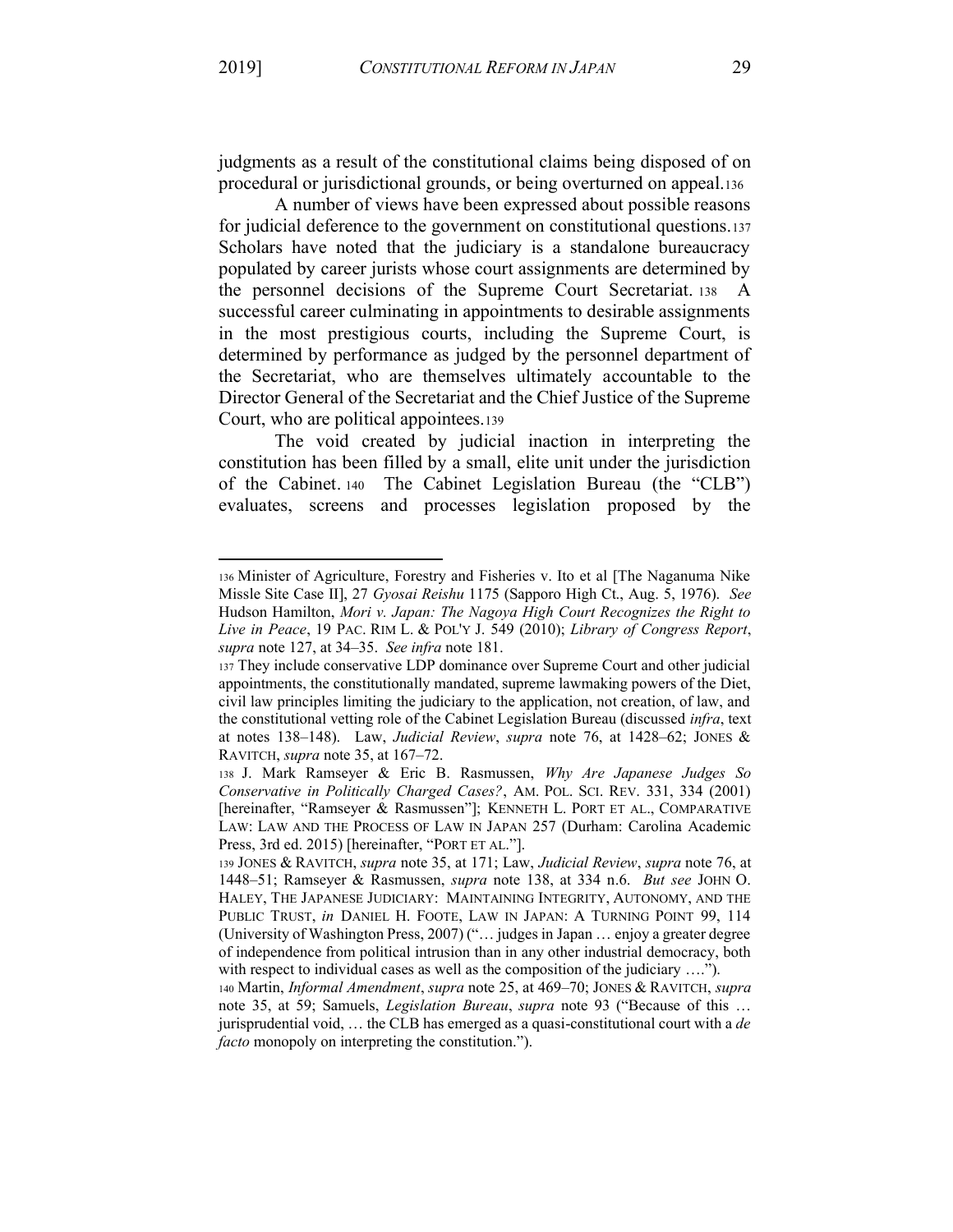judgments as a result of the constitutional claims being disposed of on procedural or jurisdictional grounds, or being overturned on appeal.[136]

A number of views have been expressed about possible reasons for judicial deference to the government on constitutional questions.[137] Scholars have noted that the judiciary is a standalone bureaucracy populated by career jurists whose court assignments are determined by the personnel decisions of the Supreme Court Secretariat.[138] A successful career culminating in appointments to desirable assignments in the most prestigious courts, including the Supreme Court, is determined by performance as judged by the personnel department of the Secretariat, who are themselves ultimately accountable to the Director General of the Secretariat and the Chief Justice of the Supreme Court, who are political appointees.[139]

The void created by judicial inaction in interpreting the constitution has been filled by a small, elite unit under the jurisdiction of the Cabinet.[140] The Cabinet Legislation Bureau (the "CLB") evaluates, screens and processes legislation proposed by the

---

[136] Minister of Agriculture, Forestry and Fisheries v. Ito et al [The Naganuma Nike Missle Site Case II], 27 *Gyosai Reishu* 1175 (Sapporo High Ct., Aug. 5, 1976). *See* Hudson Hamilton, *Mori v. Japan: The Nagoya High Court Recognizes the Right to Live in Peace*, 19 PAC. RIM L. & POL'Y J. 549 (2010); *Library of Congress Report*, *supra* note 127, at 34–35. *See infra* note 181.

[137] They include conservative LDP dominance over Supreme Court and other judicial appointments, the constitutionally mandated, supreme lawmaking powers of the Diet, civil law principles limiting the judiciary to the application, not creation, of law, and the constitutional vetting role of the Cabinet Legislation Bureau (discussed *infra*, text at notes 138–148). Law, *Judicial Review*, *supra* note 76, at 1428–62; JONES & RAVITCH, *supra* note 35, at 167–72.

[138] J. Mark Ramseyer & Eric B. Rasmussen, *Why Are Japanese Judges So Conservative in Politically Charged Cases?*, AM. POL. SCI. REV. 331, 334 (2001) [hereinafter, "Ramseyer & Rasmussen"]; KENNETH L. PORT ET AL., COMPARATIVE LAW: LAW AND THE PROCESS OF LAW IN JAPAN 257 (Durham: Carolina Academic Press, 3rd ed. 2015) [hereinafter, "PORT ET AL."].

[139] JONES & RAVITCH, *supra* note 35, at 171; Law, *Judicial Review*, *supra* note 76, at 1448–51; Ramseyer & Rasmussen, *supra* note 138, at 334 n.6. *But see* JOHN O. HALEY, THE JAPANESE JUDICIARY: MAINTAINING INTEGRITY, AUTONOMY, AND THE PUBLIC TRUST, *in* DANIEL H. FOOTE, LAW IN JAPAN: A TURNING POINT 99, 114 (University of Washington Press, 2007) ("… judges in Japan … enjoy a greater degree of independence from political intrusion than in any other industrial democracy, both with respect to individual cases as well as the composition of the judiciary ….").

[140] Martin, *Informal Amendment*, *supra* note 25, at 469–70; JONES & RAVITCH, *supra* note 35, at 59; Samuels, *Legislation Bureau*, *supra* note 93 ("Because of this … jurisprudential void, … the CLB has emerged as a quasi-constitutional court with a *de facto* monopoly on interpreting the constitution.").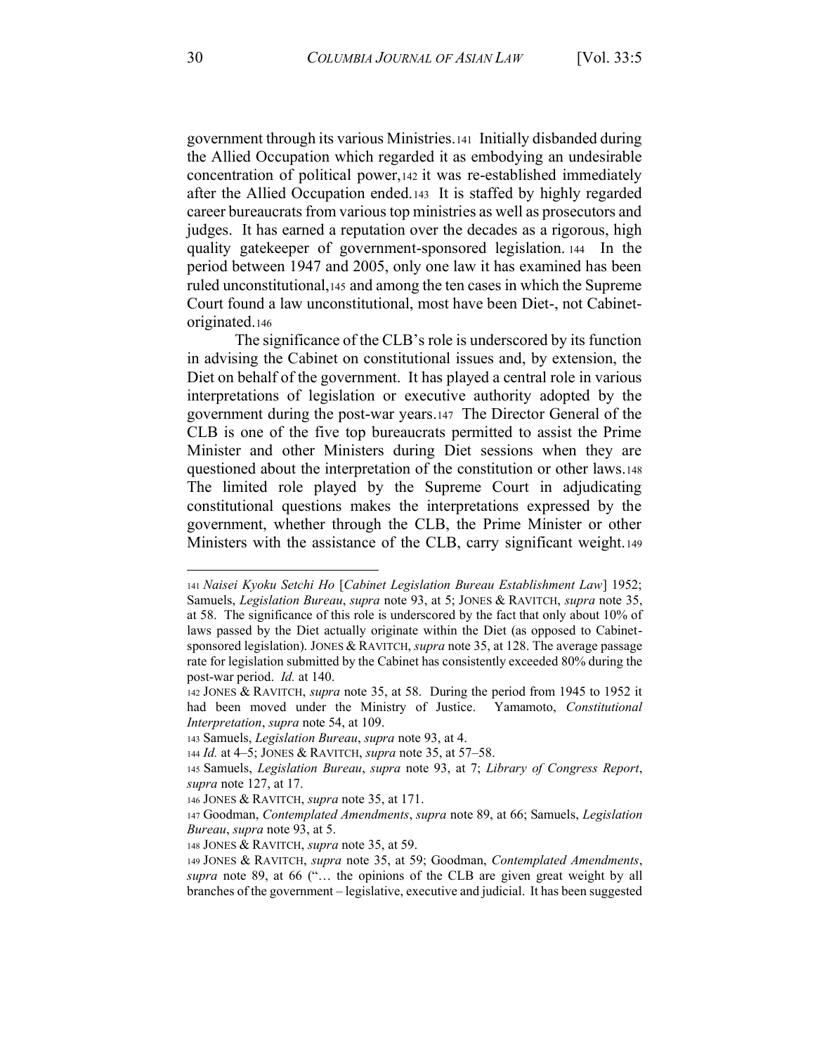government through its various Ministries.[141] Initially disbanded during the Allied Occupation which regarded it as embodying an undesirable concentration of political power,[142] it was re-established immediately after the Allied Occupation ended.[143] It is staffed by highly regarded career bureaucrats from various top ministries as well as prosecutors and judges. It has earned a reputation over the decades as a rigorous, high quality gatekeeper of government-sponsored legislation.[144] In the period between 1947 and 2005, only one law it has examined has been ruled unconstitutional,[145] and among the ten cases in which the Supreme Court found a law unconstitutional, most have been Diet-, not Cabinet-originated.[146]

The significance of the CLB's role is underscored by its function in advising the Cabinet on constitutional issues and, by extension, the Diet on behalf of the government. It has played a central role in various interpretations of legislation or executive authority adopted by the government during the post-war years.[147] The Director General of the CLB is one of the five top bureaucrats permitted to assist the Prime Minister and other Ministers during Diet sessions when they are questioned about the interpretation of the constitution or other laws.[148] The limited role played by the Supreme Court in adjudicating constitutional questions makes the interpretations expressed by the government, whether through the CLB, the Prime Minister or other Ministers with the assistance of the CLB, carry significant weight.[149]

---

[141] *Naisei Kyoku Setchi Ho* [*Cabinet Legislation Bureau Establishment Law*] 1952; Samuels, *Legislation Bureau*, *supra* note 93, at 5; JONES & RAVITCH, *supra* note 35, at 58. The significance of this role is underscored by the fact that only about 10% of laws passed by the Diet actually originate within the Diet (as opposed to Cabinet-sponsored legislation). JONES & RAVITCH, *supra* note 35, at 128. The average passage rate for legislation submitted by the Cabinet has consistently exceeded 80% during the post-war period. *Id.* at 140.

[142] JONES & RAVITCH, *supra* note 35, at 58. During the period from 1945 to 1952 it had been moved under the Ministry of Justice. Yamamoto, *Constitutional Interpretation*, *supra* note 54, at 109.

[143] Samuels, *Legislation Bureau*, *supra* note 93, at 4.

[144] *Id.* at 4–5; JONES & RAVITCH, *supra* note 35, at 57–58.

[145] Samuels, *Legislation Bureau*, *supra* note 93, at 7; *Library of Congress Report*, *supra* note 127, at 17.

[146] JONES & RAVITCH, *supra* note 35, at 171.

[147] Goodman, *Contemplated Amendments*, *supra* note 89, at 66; Samuels, *Legislation Bureau*, *supra* note 93, at 5.

[148] JONES & RAVITCH, *supra* note 35, at 59.

[149] JONES & RAVITCH, *supra* note 35, at 59; Goodman, *Contemplated Amendments*, *supra* note 89, at 66 ("… the opinions of the CLB are given great weight by all branches of the government – legislative, executive and judicial. It has been suggested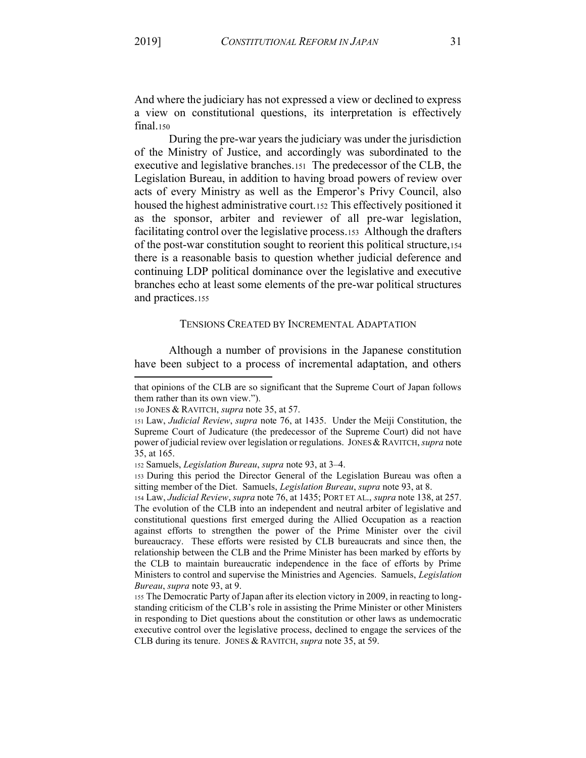And where the judiciary has not expressed a view or declined to express a view on constitutional questions, its interpretation is effectively final.[150]

During the pre-war years the judiciary was under the jurisdiction of the Ministry of Justice, and accordingly was subordinated to the executive and legislative branches.[151] The predecessor of the CLB, the Legislation Bureau, in addition to having broad powers of review over acts of every Ministry as well as the Emperor's Privy Council, also housed the highest administrative court.[152] This effectively positioned it as the sponsor, arbiter and reviewer of all pre-war legislation, facilitating control over the legislative process.[153] Although the drafters of the post-war constitution sought to reorient this political structure,[154] there is a reasonable basis to question whether judicial deference and continuing LDP political dominance over the legislative and executive branches echo at least some elements of the pre-war political structures and practices.[155]

## TENSIONS CREATED BY INCREMENTAL ADAPTATION

Although a number of provisions in the Japanese constitution have been subject to a process of incremental adaptation, and others

---

that opinions of the CLB are so significant that the Supreme Court of Japan follows them rather than its own view.").

[150] JONES & RAVITCH, *supra* note 35, at 57.

[151] Law, *Judicial Review*, *supra* note 76, at 1435. Under the Meiji Constitution, the Supreme Court of Judicature (the predecessor of the Supreme Court) did not have power of judicial review over legislation or regulations. JONES & RAVITCH, *supra* note 35, at 165.

[152] Samuels, *Legislation Bureau*, *supra* note 93, at 3–4.

[153] During this period the Director General of the Legislation Bureau was often a sitting member of the Diet. Samuels, *Legislation Bureau*, *supra* note 93, at 8.

[154] Law, *Judicial Review*, *supra* note 76, at 1435; PORT ET AL., *supra* note 138, at 257. The evolution of the CLB into an independent and neutral arbiter of legislative and constitutional questions first emerged during the Allied Occupation as a reaction against efforts to strengthen the power of the Prime Minister over the civil bureaucracy. These efforts were resisted by CLB bureaucrats and since then, the relationship between the CLB and the Prime Minister has been marked by efforts by the CLB to maintain bureaucratic independence in the face of efforts by Prime Ministers to control and supervise the Ministries and Agencies. Samuels, *Legislation Bureau*, *supra* note 93, at 9.

[155] The Democratic Party of Japan after its election victory in 2009, in reacting to long-standing criticism of the CLB's role in assisting the Prime Minister or other Ministers in responding to Diet questions about the constitution or other laws as undemocratic executive control over the legislative process, declined to engage the services of the CLB during its tenure. JONES & RAVITCH, *supra* note 35, at 59.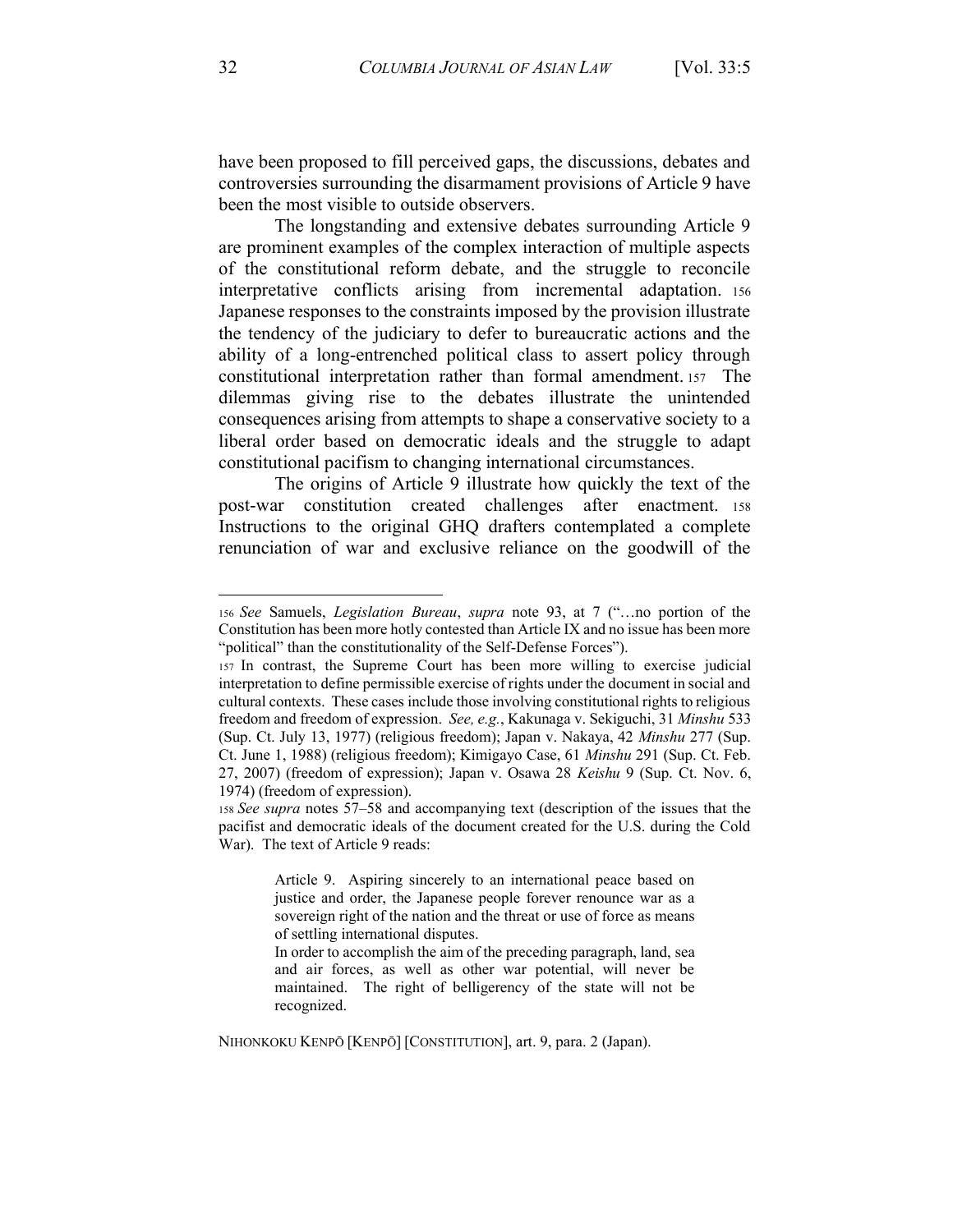have been proposed to fill perceived gaps, the discussions, debates and controversies surrounding the disarmament provisions of Article 9 have been the most visible to outside observers.

The longstanding and extensive debates surrounding Article 9 are prominent examples of the complex interaction of multiple aspects of the constitutional reform debate, and the struggle to reconcile interpretative conflicts arising from incremental adaptation.[156] Japanese responses to the constraints imposed by the provision illustrate the tendency of the judiciary to defer to bureaucratic actions and the ability of a long-entrenched political class to assert policy through constitutional interpretation rather than formal amendment.[157] The dilemmas giving rise to the debates illustrate the unintended consequences arising from attempts to shape a conservative society to a liberal order based on democratic ideals and the struggle to adapt constitutional pacifism to changing international circumstances.

The origins of Article 9 illustrate how quickly the text of the post-war constitution created challenges after enactment.[158] Instructions to the original GHQ drafters contemplated a complete renunciation of war and exclusive reliance on the goodwill of the

---

[156] *See* Samuels, *Legislation Bureau*, *supra* note 93, at 7 ("…no portion of the Constitution has been more hotly contested than Article IX and no issue has been more "political" than the constitutionality of the Self-Defense Forces").

[157] In contrast, the Supreme Court has been more willing to exercise judicial interpretation to define permissible exercise of rights under the document in social and cultural contexts. These cases include those involving constitutional rights to religious freedom and freedom of expression. *See, e.g.*, Kakunaga v. Sekiguchi, 31 *Minshu* 533 (Sup. Ct. July 13, 1977) (religious freedom); Japan v. Nakaya, 42 *Minshu* 277 (Sup. Ct. June 1, 1988) (religious freedom); Kimigayo Case, 61 *Minshu* 291 (Sup. Ct. Feb. 27, 2007) (freedom of expression); Japan v. Osawa 28 *Keishu* 9 (Sup. Ct. Nov. 6, 1974) (freedom of expression).

[158] *See supra* notes 57–58 and accompanying text (description of the issues that the pacifist and democratic ideals of the document created for the U.S. during the Cold War). The text of Article 9 reads:

> Article 9. Aspiring sincerely to an international peace based on justice and order, the Japanese people forever renounce war as a sovereign right of the nation and the threat or use of force as means of settling international disputes.
>
> In order to accomplish the aim of the preceding paragraph, land, sea and air forces, as well as other war potential, will never be maintained. The right of belligerency of the state will not be recognized.

NIHONKOKU KENPŌ [KENPŌ] [CONSTITUTION], art. 9, para. 2 (Japan).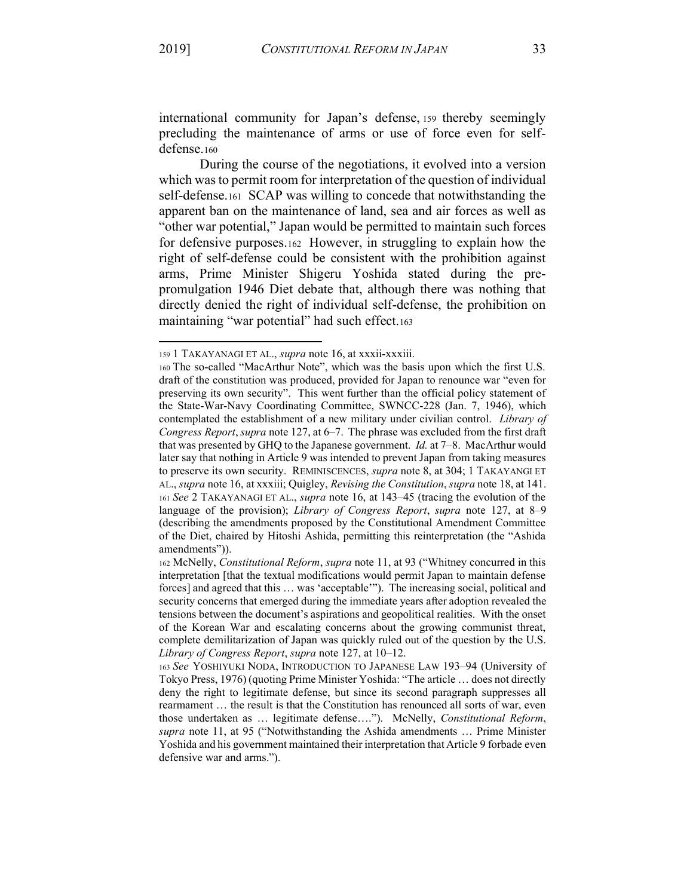international community for Japan's defense,[159] thereby seemingly precluding the maintenance of arms or use of force even for self-defense.[160]

During the course of the negotiations, it evolved into a version which was to permit room for interpretation of the question of individual self-defense.[161] SCAP was willing to concede that notwithstanding the apparent ban on the maintenance of land, sea and air forces as well as "other war potential," Japan would be permitted to maintain such forces for defensive purposes.[162] However, in struggling to explain how the right of self-defense could be consistent with the prohibition against arms, Prime Minister Shigeru Yoshida stated during the pre-promulgation 1946 Diet debate that, although there was nothing that directly denied the right of individual self-defense, the prohibition on maintaining "war potential" had such effect.[163]

---

[159] 1 TAKAYANAGI ET AL., *supra* note 16, at xxxii-xxxiii.

[160] The so-called "MacArthur Note", which was the basis upon which the first U.S. draft of the constitution was produced, provided for Japan to renounce war "even for preserving its own security". This went further than the official policy statement of the State-War-Navy Coordinating Committee, SWNCC-228 (Jan. 7, 1946), which contemplated the establishment of a new military under civilian control. *Library of Congress Report*, *supra* note 127, at 6–7. The phrase was excluded from the first draft that was presented by GHQ to the Japanese government. *Id.* at 7–8. MacArthur would later say that nothing in Article 9 was intended to prevent Japan from taking measures to preserve its own security. REMINISCENCES, *supra* note 8, at 304; 1 TAKAYANGI ET AL., *supra* note 16, at xxxiii; Quigley, *Revising the Constitution*, *supra* note 18, at 141.

[161] *See* 2 TAKAYANAGI ET AL., *supra* note 16, at 143–45 (tracing the evolution of the language of the provision); *Library of Congress Report*, *supra* note 127, at 8–9 (describing the amendments proposed by the Constitutional Amendment Committee of the Diet, chaired by Hitoshi Ashida, permitting this reinterpretation (the "Ashida amendments")).

[162] McNelly, *Constitutional Reform*, *supra* note 11, at 93 ("Whitney concurred in this interpretation [that the textual modifications would permit Japan to maintain defense forces] and agreed that this … was 'acceptable'"). The increasing social, political and security concerns that emerged during the immediate years after adoption revealed the tensions between the document's aspirations and geopolitical realities. With the onset of the Korean War and escalating concerns about the growing communist threat, complete demilitarization of Japan was quickly ruled out of the question by the U.S. *Library of Congress Report*, *supra* note 127, at 10–12.

[163] *See* YOSHIYUKI NODA, INTRODUCTION TO JAPANESE LAW 193–94 (University of Tokyo Press, 1976) (quoting Prime Minister Yoshida: "The article … does not directly deny the right to legitimate defense, but since its second paragraph suppresses all rearmament … the result is that the Constitution has renounced all sorts of war, even those undertaken as … legitimate defense…."). McNelly, *Constitutional Reform*, *supra* note 11, at 95 ("Notwithstanding the Ashida amendments … Prime Minister Yoshida and his government maintained their interpretation that Article 9 forbade even defensive war and arms.").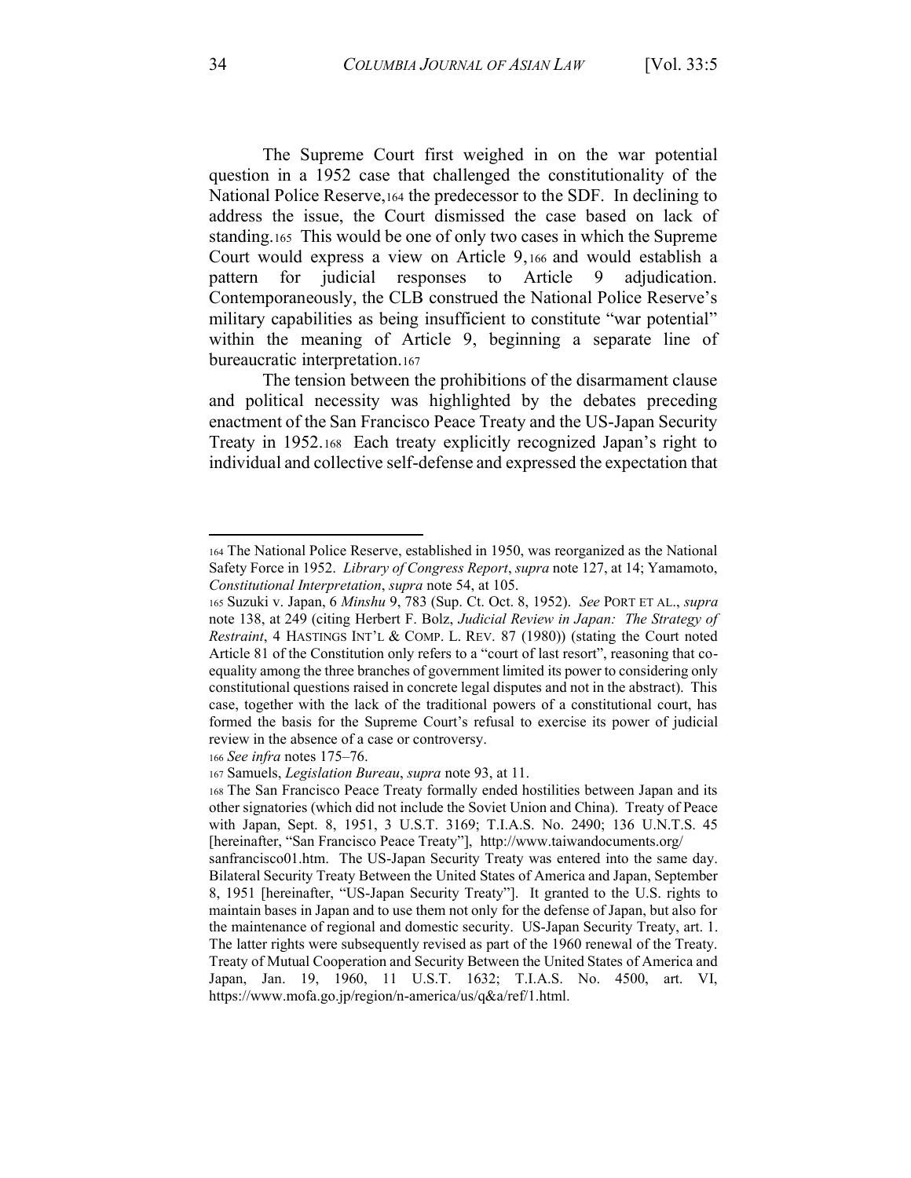The Supreme Court first weighed in on the war potential question in a 1952 case that challenged the constitutionality of the National Police Reserve,[164] the predecessor to the SDF. In declining to address the issue, the Court dismissed the case based on lack of standing.[165] This would be one of only two cases in which the Supreme Court would express a view on Article 9,[166] and would establish a pattern for judicial responses to Article 9 adjudication. Contemporaneously, the CLB construed the National Police Reserve's military capabilities as being insufficient to constitute "war potential" within the meaning of Article 9, beginning a separate line of bureaucratic interpretation.[167]

The tension between the prohibitions of the disarmament clause and political necessity was highlighted by the debates preceding enactment of the San Francisco Peace Treaty and the US-Japan Security Treaty in 1952.[168] Each treaty explicitly recognized Japan's right to individual and collective self-defense and expressed the expectation that

---

[164] The National Police Reserve, established in 1950, was reorganized as the National Safety Force in 1952. *Library of Congress Report*, *supra* note 127, at 14; Yamamoto, *Constitutional Interpretation*, *supra* note 54, at 105.

[165] Suzuki v. Japan, 6 *Minshu* 9, 783 (Sup. Ct. Oct. 8, 1952). *See* PORT ET AL., *supra* note 138, at 249 (citing Herbert F. Bolz, *Judicial Review in Japan: The Strategy of Restraint*, 4 HASTINGS INT'L & COMP. L. REV. 87 (1980)) (stating the Court noted Article 81 of the Constitution only refers to a "court of last resort", reasoning that co-equality among the three branches of government limited its power to considering only constitutional questions raised in concrete legal disputes and not in the abstract). This case, together with the lack of the traditional powers of a constitutional court, has formed the basis for the Supreme Court's refusal to exercise its power of judicial review in the absence of a case or controversy.

[166] *See infra* notes 175–76.

[167] Samuels, *Legislation Bureau*, *supra* note 93, at 11.

[168] The San Francisco Peace Treaty formally ended hostilities between Japan and its other signatories (which did not include the Soviet Union and China). Treaty of Peace with Japan, Sept. 8, 1951, 3 U.S.T. 3169; T.I.A.S. No. 2490; 136 U.N.T.S. 45 [hereinafter, "San Francisco Peace Treaty"], http://www.taiwandocuments.org/sanfrancisco01.htm. The US-Japan Security Treaty was entered into the same day. Bilateral Security Treaty Between the United States of America and Japan, September 8, 1951 [hereinafter, "US-Japan Security Treaty"]. It granted to the U.S. rights to maintain bases in Japan and to use them not only for the defense of Japan, but also for the maintenance of regional and domestic security. US-Japan Security Treaty, art. 1. The latter rights were subsequently revised as part of the 1960 renewal of the Treaty. Treaty of Mutual Cooperation and Security Between the United States of America and Japan, Jan. 19, 1960, 11 U.S.T. 1632; T.I.A.S. No. 4500, art. VI, https://www.mofa.go.jp/region/n-america/us/q&a/ref/1.html.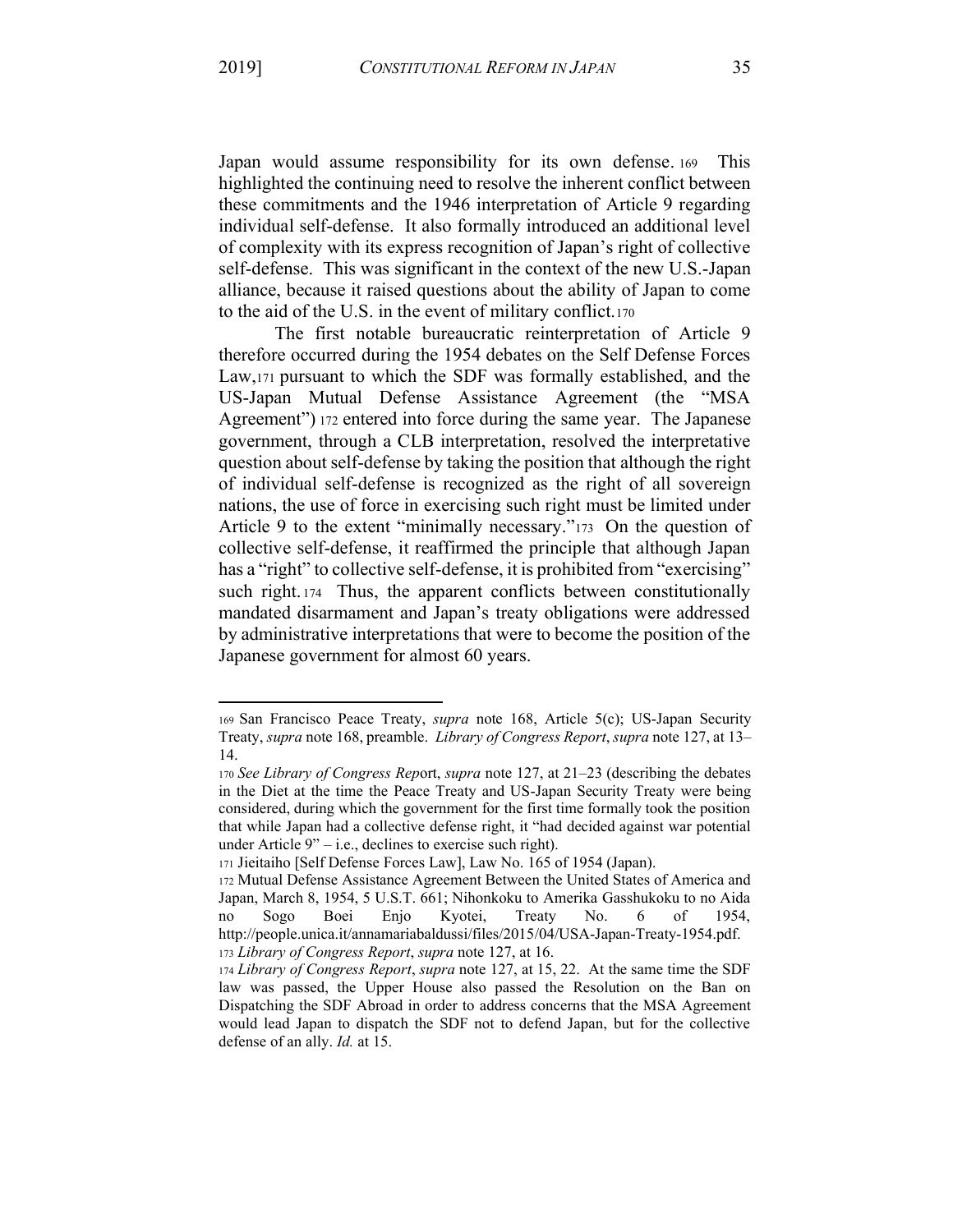Japan would assume responsibility for its own defense.[169] This highlighted the continuing need to resolve the inherent conflict between these commitments and the 1946 interpretation of Article 9 regarding individual self-defense. It also formally introduced an additional level of complexity with its express recognition of Japan's right of collective self-defense. This was significant in the context of the new U.S.-Japan alliance, because it raised questions about the ability of Japan to come to the aid of the U.S. in the event of military conflict.[170]

The first notable bureaucratic reinterpretation of Article 9 therefore occurred during the 1954 debates on the Self Defense Forces Law,[171] pursuant to which the SDF was formally established, and the US-Japan Mutual Defense Assistance Agreement (the "MSA Agreement")[172] entered into force during the same year. The Japanese government, through a CLB interpretation, resolved the interpretative question about self-defense by taking the position that although the right of individual self-defense is recognized as the right of all sovereign nations, the use of force in exercising such right must be limited under Article 9 to the extent "minimally necessary."[173] On the question of collective self-defense, it reaffirmed the principle that although Japan has a "right" to collective self-defense, it is prohibited from "exercising" such right.[174] Thus, the apparent conflicts between constitutionally mandated disarmament and Japan's treaty obligations were addressed by administrative interpretations that were to become the position of the Japanese government for almost 60 years.

---

[169] San Francisco Peace Treaty, *supra* note 168, Article 5(c); US-Japan Security Treaty, *supra* note 168, preamble. *Library of Congress Report*, *supra* note 127, at 13–14.

[170] *See Library of Congress Rep*ort, *supra* note 127, at 21–23 (describing the debates in the Diet at the time the Peace Treaty and US-Japan Security Treaty were being considered, during which the government for the first time formally took the position that while Japan had a collective defense right, it "had decided against war potential under Article 9" – i.e., declines to exercise such right).

[171] Jieitaiho [Self Defense Forces Law], Law No. 165 of 1954 (Japan).

[172] Mutual Defense Assistance Agreement Between the United States of America and Japan, March 8, 1954, 5 U.S.T. 661; Nihonkoku to Amerika Gasshukoku to no Aida no Sogo Boei Enjo Kyotei, Treaty No. 6 of 1954, http://people.unica.it/annamariabaldussi/files/2015/04/USA-Japan-Treaty-1954.pdf.

[173] *Library of Congress Report*, *supra* note 127, at 16.

[174] *Library of Congress Report*, *supra* note 127, at 15, 22. At the same time the SDF law was passed, the Upper House also passed the Resolution on the Ban on Dispatching the SDF Abroad in order to address concerns that the MSA Agreement would lead Japan to dispatch the SDF not to defend Japan, but for the collective defense of an ally. *Id.* at 15.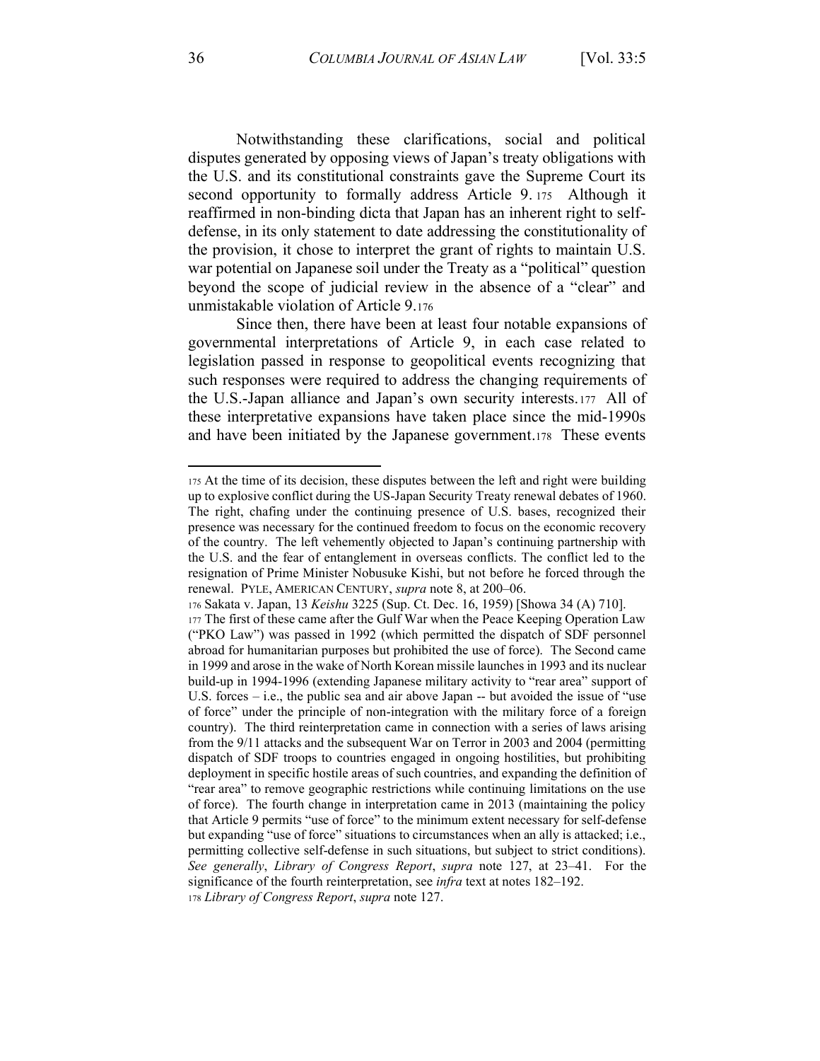Notwithstanding these clarifications, social and political disputes generated by opposing views of Japan's treaty obligations with the U.S. and its constitutional constraints gave the Supreme Court its second opportunity to formally address Article 9.[175] Although it reaffirmed in non-binding dicta that Japan has an inherent right to self-defense, in its only statement to date addressing the constitutionality of the provision, it chose to interpret the grant of rights to maintain U.S. war potential on Japanese soil under the Treaty as a "political" question beyond the scope of judicial review in the absence of a "clear" and unmistakable violation of Article 9.[176]

Since then, there have been at least four notable expansions of governmental interpretations of Article 9, in each case related to legislation passed in response to geopolitical events recognizing that such responses were required to address the changing requirements of the U.S.-Japan alliance and Japan's own security interests.[177] All of these interpretative expansions have taken place since the mid-1990s and have been initiated by the Japanese government.[178] These events

---

[175] At the time of its decision, these disputes between the left and right were building up to explosive conflict during the US-Japan Security Treaty renewal debates of 1960. The right, chafing under the continuing presence of U.S. bases, recognized their presence was necessary for the continued freedom to focus on the economic recovery of the country. The left vehemently objected to Japan's continuing partnership with the U.S. and the fear of entanglement in overseas conflicts. The conflict led to the resignation of Prime Minister Nobusuke Kishi, but not before he forced through the renewal. PYLE, AMERICAN CENTURY, *supra* note 8, at 200–06.

[176] Sakata v. Japan, 13 *Keishu* 3225 (Sup. Ct. Dec. 16, 1959) [Showa 34 (A) 710].

[177] The first of these came after the Gulf War when the Peace Keeping Operation Law ("PKO Law") was passed in 1992 (which permitted the dispatch of SDF personnel abroad for humanitarian purposes but prohibited the use of force). The Second came in 1999 and arose in the wake of North Korean missile launches in 1993 and its nuclear build-up in 1994-1996 (extending Japanese military activity to "rear area" support of U.S. forces – i.e., the public sea and air above Japan -- but avoided the issue of "use of force" under the principle of non-integration with the military force of a foreign country). The third reinterpretation came in connection with a series of laws arising from the 9/11 attacks and the subsequent War on Terror in 2003 and 2004 (permitting dispatch of SDF troops to countries engaged in ongoing hostilities, but prohibiting deployment in specific hostile areas of such countries, and expanding the definition of "rear area" to remove geographic restrictions while continuing limitations on the use of force). The fourth change in interpretation came in 2013 (maintaining the policy that Article 9 permits "use of force" to the minimum extent necessary for self-defense but expanding "use of force" situations to circumstances when an ally is attacked; i.e., permitting collective self-defense in such situations, but subject to strict conditions). *See generally*, *Library of Congress Report*, *supra* note 127, at 23–41. For the significance of the fourth reinterpretation, see *infra* text at notes 182–192.

[178] *Library of Congress Report*, *supra* note 127.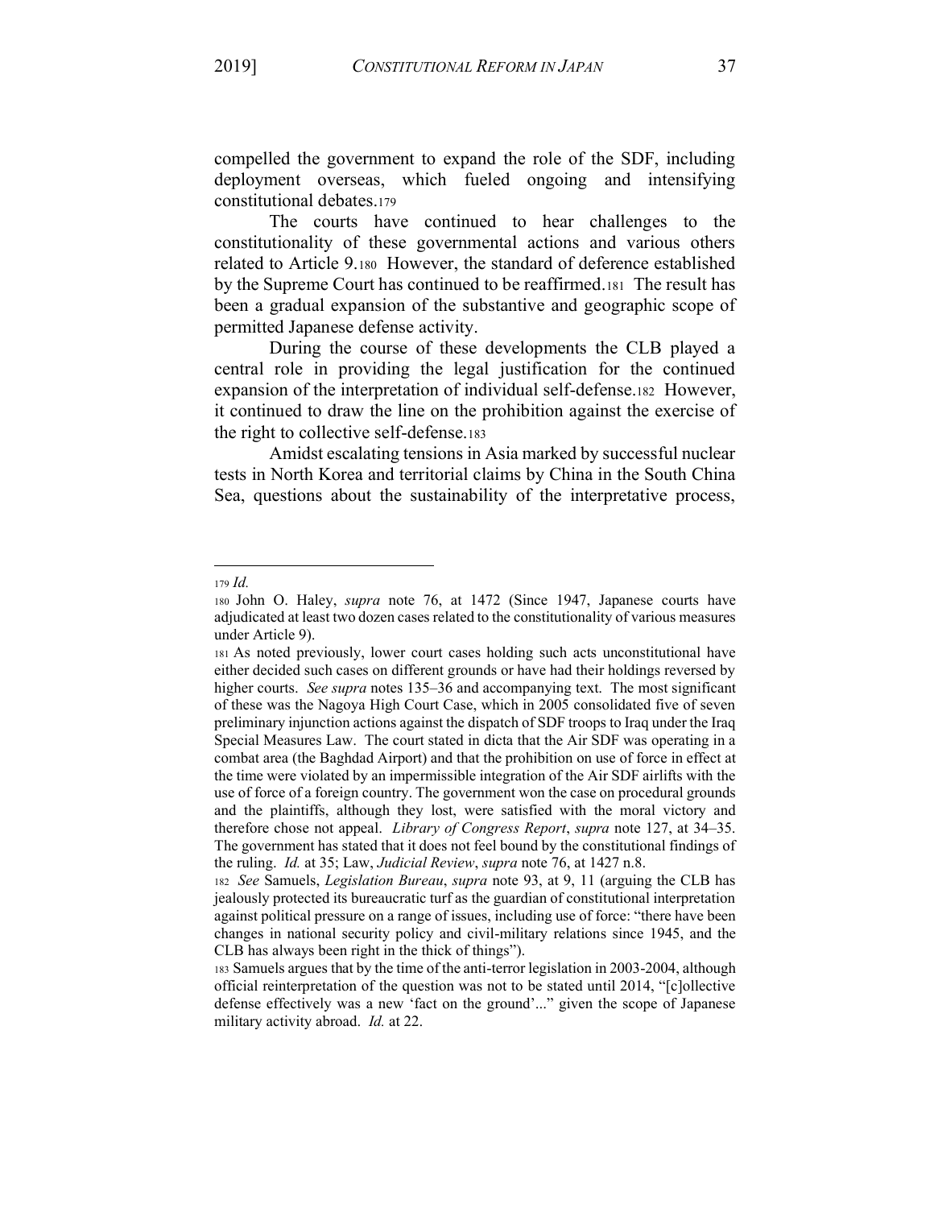compelled the government to expand the role of the SDF, including deployment overseas, which fueled ongoing and intensifying constitutional debates.[179]

The courts have continued to hear challenges to the constitutionality of these governmental actions and various others related to Article 9.[180] However, the standard of deference established by the Supreme Court has continued to be reaffirmed.[181] The result has been a gradual expansion of the substantive and geographic scope of permitted Japanese defense activity.

During the course of these developments the CLB played a central role in providing the legal justification for the continued expansion of the interpretation of individual self-defense.[182] However, it continued to draw the line on the prohibition against the exercise of the right to collective self-defense.[183]

Amidst escalating tensions in Asia marked by successful nuclear tests in North Korea and territorial claims by China in the South China Sea, questions about the sustainability of the interpretative process,

---

[179] *Id.*

[180] John O. Haley, *supra* note 76, at 1472 (Since 1947, Japanese courts have adjudicated at least two dozen cases related to the constitutionality of various measures under Article 9).

[181] As noted previously, lower court cases holding such acts unconstitutional have either decided such cases on different grounds or have had their holdings reversed by higher courts. *See supra* notes 135–36 and accompanying text. The most significant of these was the Nagoya High Court Case, which in 2005 consolidated five of seven preliminary injunction actions against the dispatch of SDF troops to Iraq under the Iraq Special Measures Law. The court stated in dicta that the Air SDF was operating in a combat area (the Baghdad Airport) and that the prohibition on use of force in effect at the time were violated by an impermissible integration of the Air SDF airlifts with the use of force of a foreign country. The government won the case on procedural grounds and the plaintiffs, although they lost, were satisfied with the moral victory and therefore chose not appeal. *Library of Congress Report*, *supra* note 127, at 34–35. The government has stated that it does not feel bound by the constitutional findings of the ruling. *Id.* at 35; Law, *Judicial Review*, *supra* note 76, at 1427 n.8.

[182] *See* Samuels, *Legislation Bureau*, *supra* note 93, at 9, 11 (arguing the CLB has jealously protected its bureaucratic turf as the guardian of constitutional interpretation against political pressure on a range of issues, including use of force: "there have been changes in national security policy and civil-military relations since 1945, and the CLB has always been right in the thick of things").

[183] Samuels argues that by the time of the anti-terror legislation in 2003-2004, although official reinterpretation of the question was not to be stated until 2014, "[c]ollective defense effectively was a new 'fact on the ground'..." given the scope of Japanese military activity abroad. *Id.* at 22.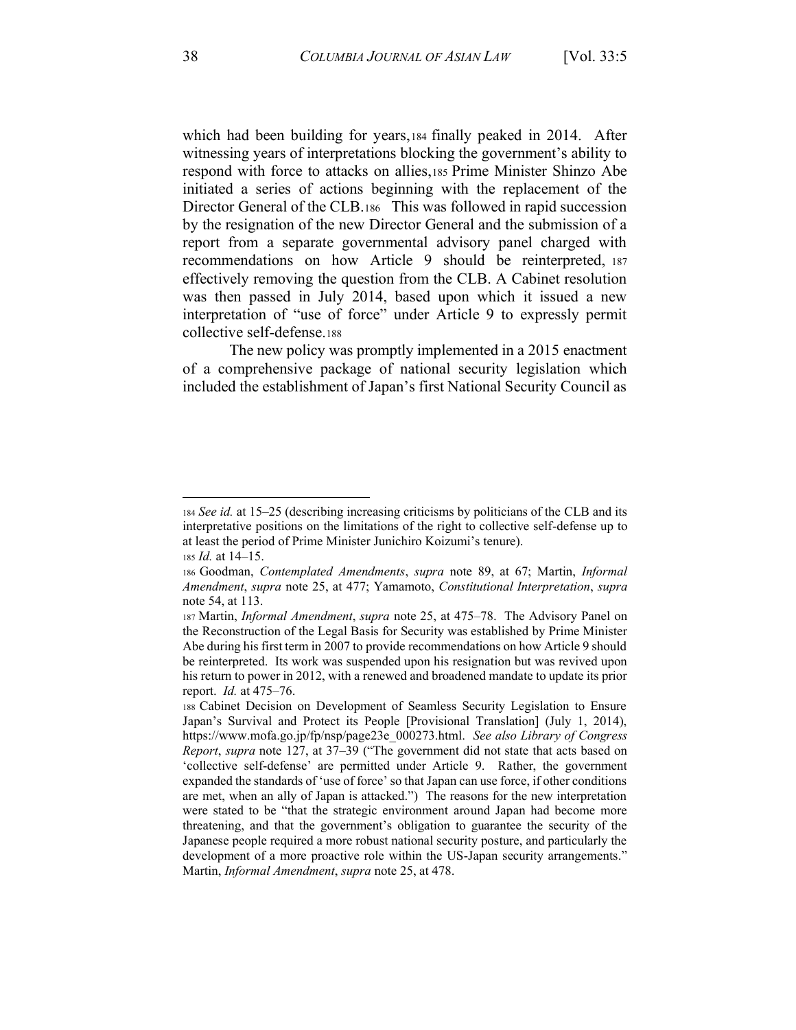which had been building for years,[184] finally peaked in 2014. After witnessing years of interpretations blocking the government's ability to respond with force to attacks on allies,[185] Prime Minister Shinzo Abe initiated a series of actions beginning with the replacement of the Director General of the CLB.[186] This was followed in rapid succession by the resignation of the new Director General and the submission of a report from a separate governmental advisory panel charged with recommendations on how Article 9 should be reinterpreted,[187] effectively removing the question from the CLB. A Cabinet resolution was then passed in July 2014, based upon which it issued a new interpretation of "use of force" under Article 9 to expressly permit collective self-defense.[188]

The new policy was promptly implemented in a 2015 enactment of a comprehensive package of national security legislation which included the establishment of Japan's first National Security Council as

---

[184] *See id.* at 15–25 (describing increasing criticisms by politicians of the CLB and its interpretative positions on the limitations of the right to collective self-defense up to at least the period of Prime Minister Junichiro Koizumi's tenure).

[185] *Id.* at 14–15.

[186] Goodman, *Contemplated Amendments*, *supra* note 89, at 67; Martin, *Informal Amendment*, *supra* note 25, at 477; Yamamoto, *Constitutional Interpretation*, *supra* note 54, at 113.

[187] Martin, *Informal Amendment*, *supra* note 25, at 475–78. The Advisory Panel on the Reconstruction of the Legal Basis for Security was established by Prime Minister Abe during his first term in 2007 to provide recommendations on how Article 9 should be reinterpreted. Its work was suspended upon his resignation but was revived upon his return to power in 2012, with a renewed and broadened mandate to update its prior report. *Id.* at 475–76.

[188] Cabinet Decision on Development of Seamless Security Legislation to Ensure Japan's Survival and Protect its People [Provisional Translation] (July 1, 2014), https://www.mofa.go.jp/fp/nsp/page23e_000273.html. *See also Library of Congress Report*, *supra* note 127, at 37–39 ("The government did not state that acts based on 'collective self-defense' are permitted under Article 9. Rather, the government expanded the standards of 'use of force' so that Japan can use force, if other conditions are met, when an ally of Japan is attacked.") The reasons for the new interpretation were stated to be "that the strategic environment around Japan had become more threatening, and that the government's obligation to guarantee the security of the Japanese people required a more robust national security posture, and particularly the development of a more proactive role within the US-Japan security arrangements." Martin, *Informal Amendment*, *supra* note 25, at 478.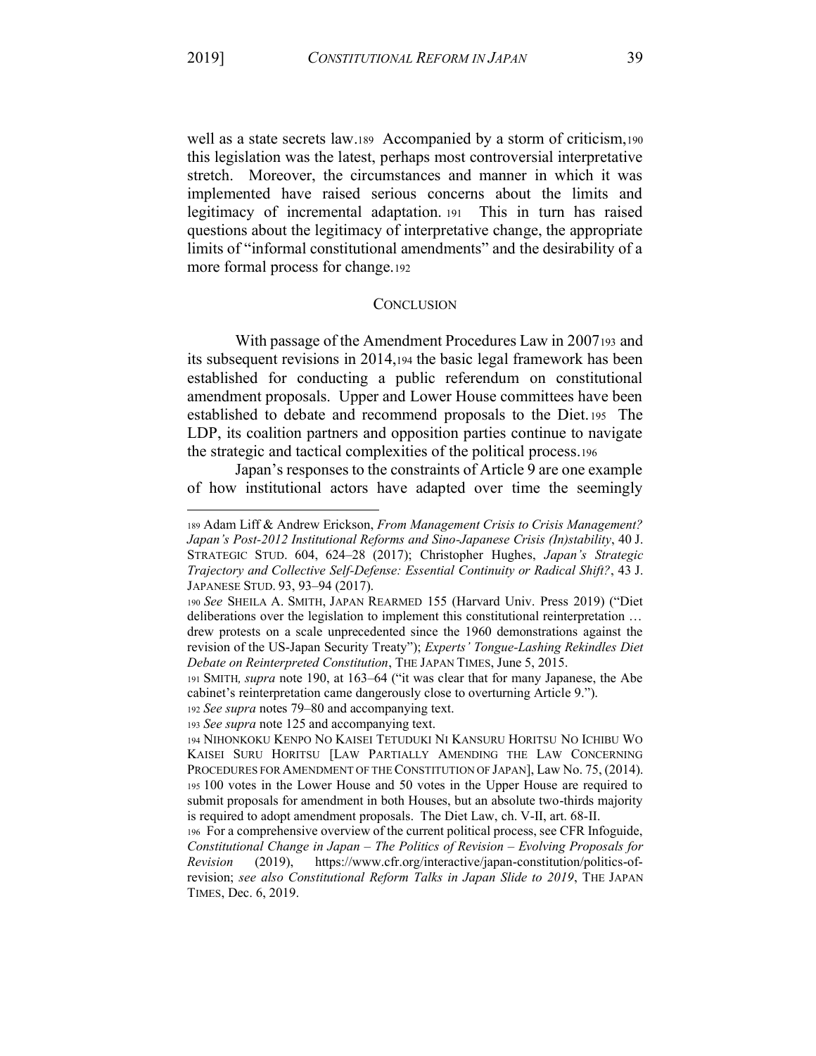well as a state secrets law.[189] Accompanied by a storm of criticism,[190] this legislation was the latest, perhaps most controversial interpretative stretch. Moreover, the circumstances and manner in which it was implemented have raised serious concerns about the limits and legitimacy of incremental adaptation.[191] This in turn has raised questions about the legitimacy of interpretative change, the appropriate limits of "informal constitutional amendments" and the desirability of a more formal process for change.[192]

## CONCLUSION

With passage of the Amendment Procedures Law in 2007[193] and its subsequent revisions in 2014,[194] the basic legal framework has been established for conducting a public referendum on constitutional amendment proposals. Upper and Lower House committees have been established to debate and recommend proposals to the Diet.[195] The LDP, its coalition partners and opposition parties continue to navigate the strategic and tactical complexities of the political process.[196]

Japan's responses to the constraints of Article 9 are one example of how institutional actors have adapted over time the seemingly

---

[189] Adam Liff & Andrew Erickson, *From Management Crisis to Crisis Management? Japan's Post-2012 Institutional Reforms and Sino-Japanese Crisis (In)stability*, 40 J. STRATEGIC STUD. 604, 624–28 (2017); Christopher Hughes, *Japan's Strategic Trajectory and Collective Self-Defense: Essential Continuity or Radical Shift?*, 43 J. JAPANESE STUD. 93, 93–94 (2017).

[190] *See* SHEILA A. SMITH, JAPAN REARMED 155 (Harvard Univ. Press 2019) ("Diet deliberations over the legislation to implement this constitutional reinterpretation … drew protests on a scale unprecedented since the 1960 demonstrations against the revision of the US-Japan Security Treaty"); *Experts' Tongue-Lashing Rekindles Diet Debate on Reinterpreted Constitution*, THE JAPAN TIMES, June 5, 2015.

[191] SMITH*, supra* note 190, at 163–64 ("it was clear that for many Japanese, the Abe cabinet's reinterpretation came dangerously close to overturning Article 9.").

[192] *See supra* notes 79–80 and accompanying text.

[193] *See supra* note 125 and accompanying text.

[194] NIHONKOKU KENPO NO KAISEI TETUDUKI NI KANSURU HORITSU NO ICHIBU WO KAISEI SURU HORITSU [LAW PARTIALLY AMENDING THE LAW CONCERNING PROCEDURES FOR AMENDMENT OF THE CONSTITUTION OF JAPAN], Law No. 75, (2014).

[195] 100 votes in the Lower House and 50 votes in the Upper House are required to submit proposals for amendment in both Houses, but an absolute two-thirds majority is required to adopt amendment proposals. The Diet Law, ch. V-II, art. 68-II.

[196] For a comprehensive overview of the current political process, see CFR Infoguide, *Constitutional Change in Japan – The Politics of Revision – Evolving Proposals for Revision* (2019), https://www.cfr.org/interactive/japan-constitution/politics-of-revision; *see also Constitutional Reform Talks in Japan Slide to 2019*, THE JAPAN TIMES, Dec. 6, 2019.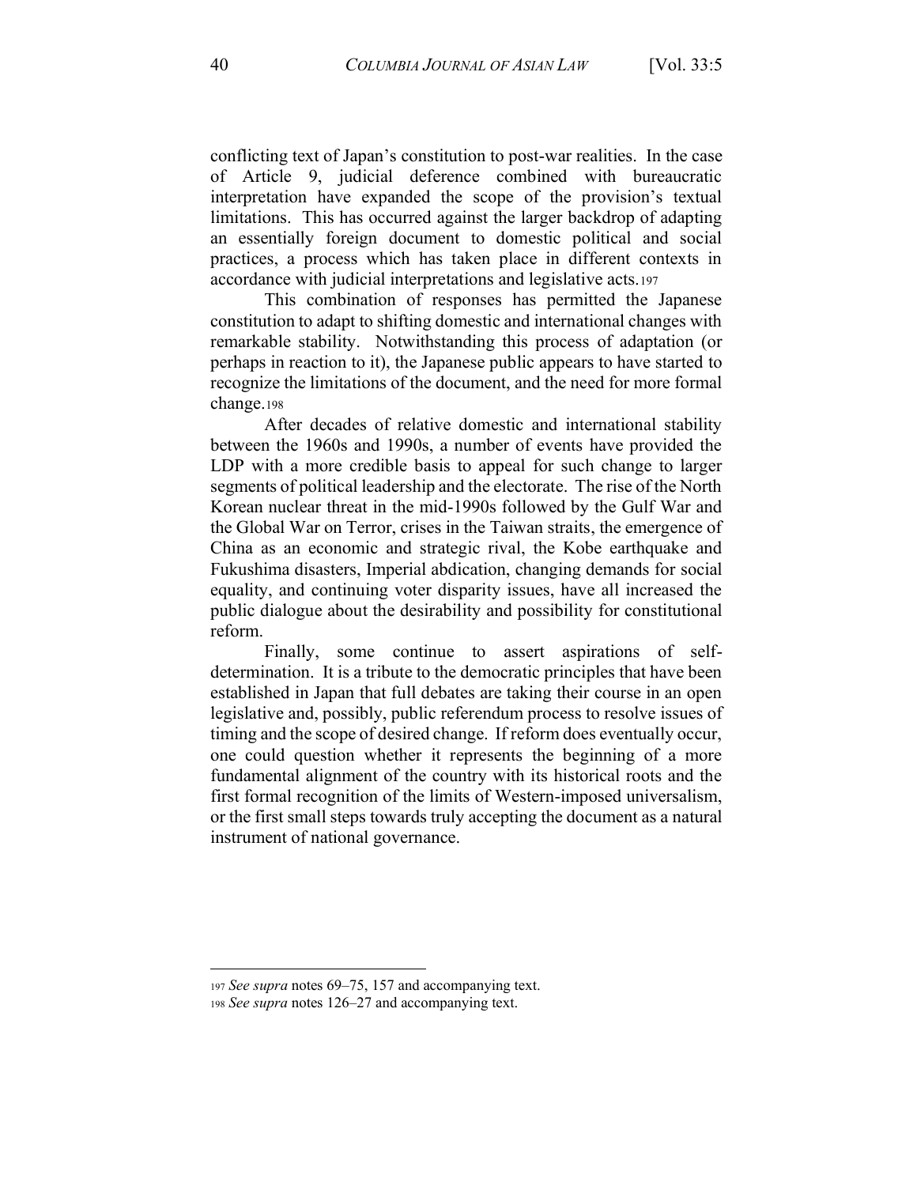conflicting text of Japan's constitution to post-war realities. In the case of Article 9, judicial deference combined with bureaucratic interpretation have expanded the scope of the provision's textual limitations. This has occurred against the larger backdrop of adapting an essentially foreign document to domestic political and social practices, a process which has taken place in different contexts in accordance with judicial interpretations and legislative acts.[197]

This combination of responses has permitted the Japanese constitution to adapt to shifting domestic and international changes with remarkable stability. Notwithstanding this process of adaptation (or perhaps in reaction to it), the Japanese public appears to have started to recognize the limitations of the document, and the need for more formal change.[198]

After decades of relative domestic and international stability between the 1960s and 1990s, a number of events have provided the LDP with a more credible basis to appeal for such change to larger segments of political leadership and the electorate. The rise of the North Korean nuclear threat in the mid-1990s followed by the Gulf War and the Global War on Terror, crises in the Taiwan straits, the emergence of China as an economic and strategic rival, the Kobe earthquake and Fukushima disasters, Imperial abdication, changing demands for social equality, and continuing voter disparity issues, have all increased the public dialogue about the desirability and possibility for constitutional reform.

Finally, some continue to assert aspirations of self-determination. It is a tribute to the democratic principles that have been established in Japan that full debates are taking their course in an open legislative and, possibly, public referendum process to resolve issues of timing and the scope of desired change. If reform does eventually occur, one could question whether it represents the beginning of a more fundamental alignment of the country with its historical roots and the first formal recognition of the limits of Western-imposed universalism, or the first small steps towards truly accepting the document as a natural instrument of national governance.

---

[197] *See supra* notes 69–75, 157 and accompanying text.

[198] *See supra* notes 126–27 and accompanying text.